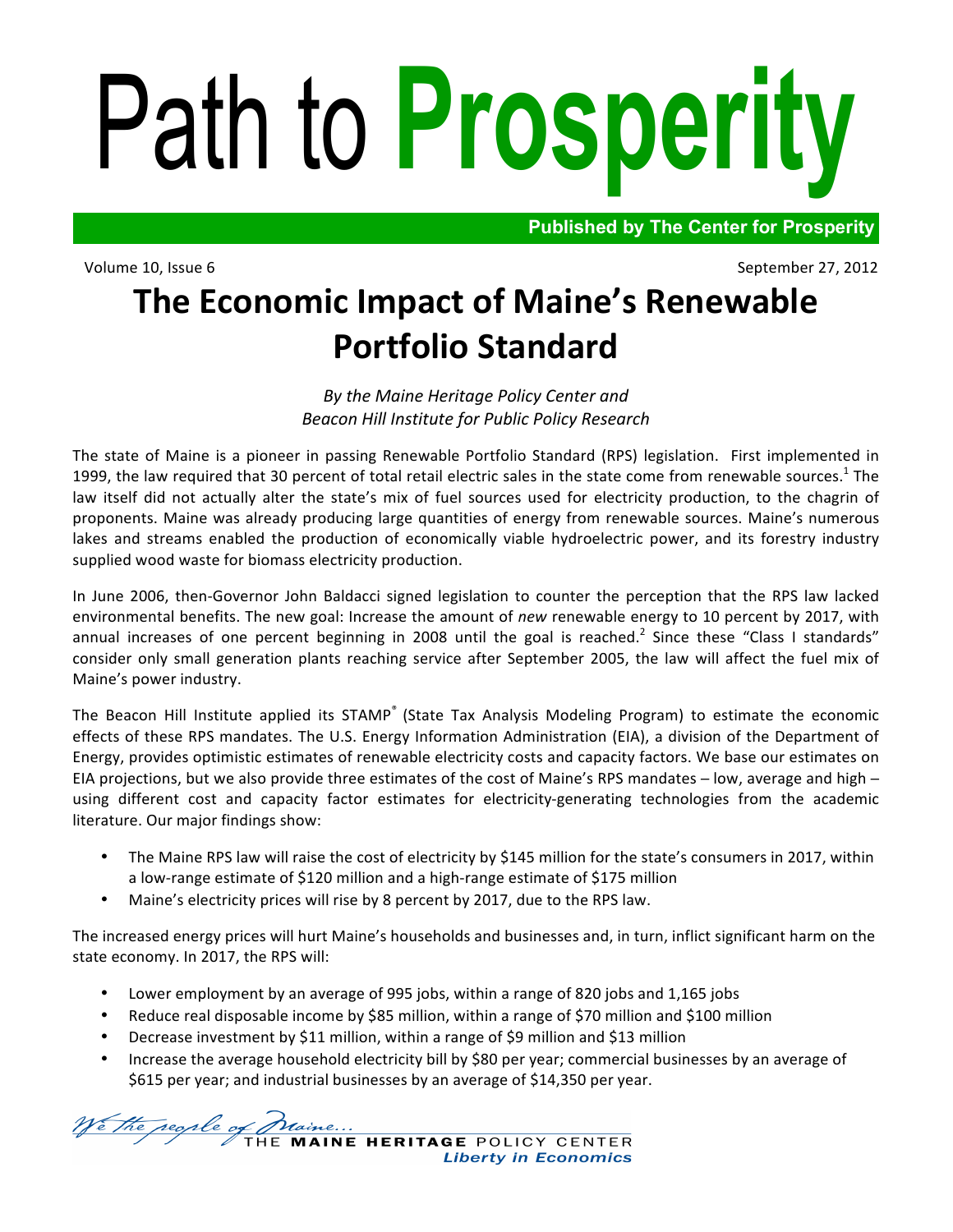# Path to Prosperity

Published by The Center for Prosperity

Volume 10, Issue 6 | September 27, 2012

## The Economic Impact of Maine's Renewable Portfolio Standard

*By the Maine Heritage Policy Center and*
*Beacon Hill Institute for Public Policy Research*

The state of Maine is a pioneer in passing Renewable Portfolio Standard (RPS) legislation. First implemented in 1999, the law required that 30 percent of total retail electric sales in the state come from renewable sources.[1] The law itself did not actually alter the state's mix of fuel sources used for electricity production, to the chagrin of proponents. Maine was already producing large quantities of energy from renewable sources. Maine's numerous lakes and streams enabled the production of economically viable hydroelectric power, and its forestry industry supplied wood waste for biomass electricity production.

In June 2006, then-Governor John Baldacci signed legislation to counter the perception that the RPS law lacked environmental benefits. The new goal: Increase the amount of *new* renewable energy to 10 percent by 2017, with annual increases of one percent beginning in 2008 until the goal is reached.[2] Since these "Class I standards" consider only small generation plants reaching service after September 2005, the law will affect the fuel mix of Maine's power industry.

The Beacon Hill Institute applied its STAMP® (State Tax Analysis Modeling Program) to estimate the economic effects of these RPS mandates. The U.S. Energy Information Administration (EIA), a division of the Department of Energy, provides optimistic estimates of renewable electricity costs and capacity factors. We base our estimates on EIA projections, but we also provide three estimates of the cost of Maine's RPS mandates – low, average and high – using different cost and capacity factor estimates for electricity-generating technologies from the academic literature. Our major findings show:

- The Maine RPS law will raise the cost of electricity by $145 million for the state's consumers in 2017, within a low-range estimate of $120 million and a high-range estimate of $175 million
- Maine's electricity prices will rise by 8 percent by 2017, due to the RPS law.

The increased energy prices will hurt Maine's households and businesses and, in turn, inflict significant harm on the state economy. In 2017, the RPS will:

- Lower employment by an average of 995 jobs, within a range of 820 jobs and 1,165 jobs
- Reduce real disposable income by $85 million, within a range of $70 million and $100 million
- Decrease investment by $11 million, within a range of $9 million and $13 million
- Increase the average household electricity bill by $80 per year; commercial businesses by an average of $615 per year; and industrial businesses by an average of $14,350 per year.

We the people of Maine... THE MAINE HERITAGE POLICY CENTER
*Liberty in Economics*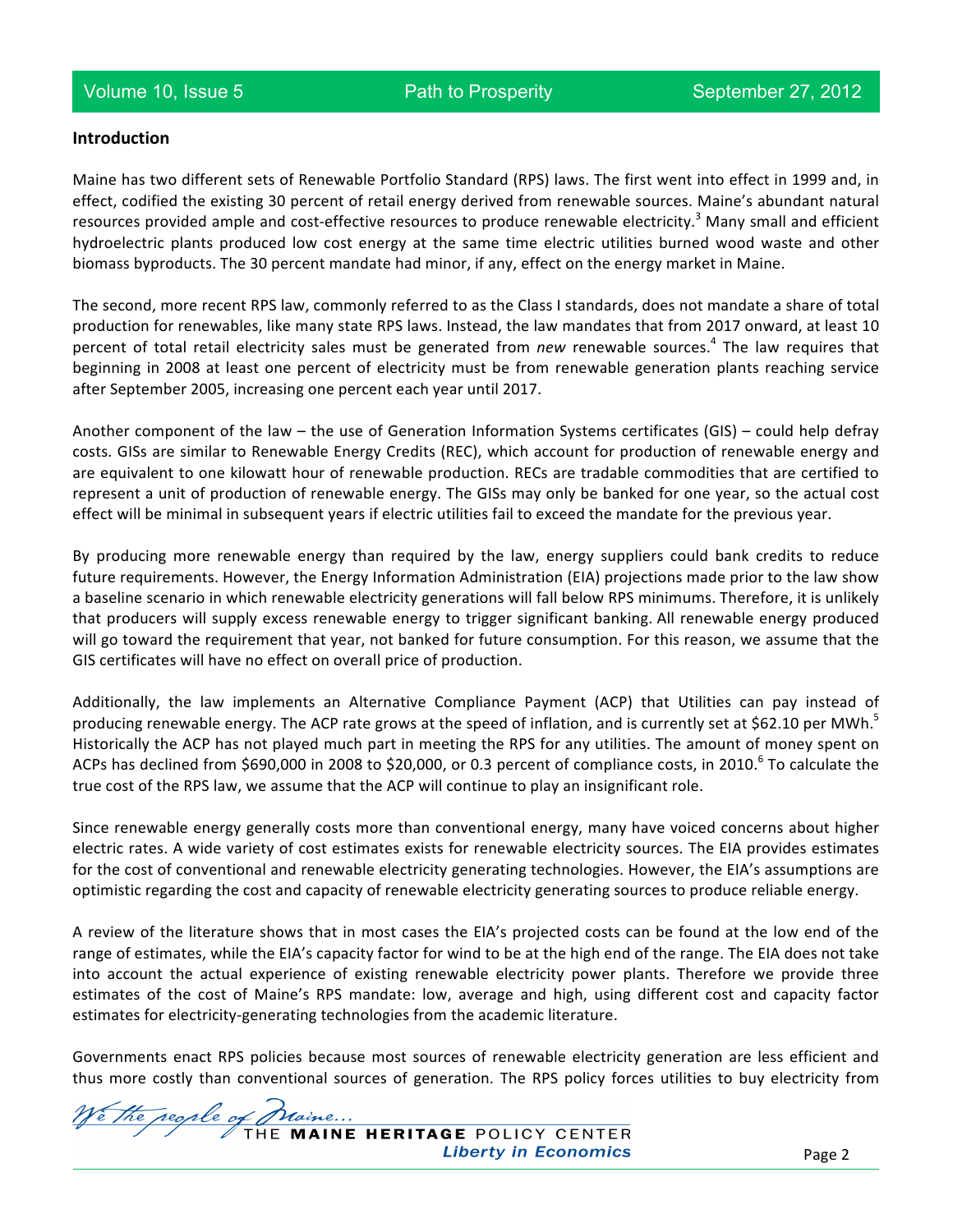## Introduction

Maine has two different sets of Renewable Portfolio Standard (RPS) laws. The first went into effect in 1999 and, in effect, codified the existing 30 percent of retail energy derived from renewable sources. Maine's abundant natural resources provided ample and cost-effective resources to produce renewable electricity.[3] Many small and efficient hydroelectric plants produced low cost energy at the same time electric utilities burned wood waste and other biomass byproducts. The 30 percent mandate had minor, if any, effect on the energy market in Maine.

The second, more recent RPS law, commonly referred to as the Class I standards, does not mandate a share of total production for renewables, like many state RPS laws. Instead, the law mandates that from 2017 onward, at least 10 percent of total retail electricity sales must be generated from *new* renewable sources.[4] The law requires that beginning in 2008 at least one percent of electricity must be from renewable generation plants reaching service after September 2005, increasing one percent each year until 2017.

Another component of the law – the use of Generation Information Systems certificates (GIS) – could help defray costs. GISs are similar to Renewable Energy Credits (REC), which account for production of renewable energy and are equivalent to one kilowatt hour of renewable production. RECs are tradable commodities that are certified to represent a unit of production of renewable energy. The GISs may only be banked for one year, so the actual cost effect will be minimal in subsequent years if electric utilities fail to exceed the mandate for the previous year.

By producing more renewable energy than required by the law, energy suppliers could bank credits to reduce future requirements. However, the Energy Information Administration (EIA) projections made prior to the law show a baseline scenario in which renewable electricity generations will fall below RPS minimums. Therefore, it is unlikely that producers will supply excess renewable energy to trigger significant banking. All renewable energy produced will go toward the requirement that year, not banked for future consumption. For this reason, we assume that the GIS certificates will have no effect on overall price of production.

Additionally, the law implements an Alternative Compliance Payment (ACP) that Utilities can pay instead of producing renewable energy. The ACP rate grows at the speed of inflation, and is currently set at $62.10 per MWh.[5] Historically the ACP has not played much part in meeting the RPS for any utilities. The amount of money spent on ACPs has declined from $690,000 in 2008 to $20,000, or 0.3 percent of compliance costs, in 2010.[6] To calculate the true cost of the RPS law, we assume that the ACP will continue to play an insignificant role.

Since renewable energy generally costs more than conventional energy, many have voiced concerns about higher electric rates. A wide variety of cost estimates exists for renewable electricity sources. The EIA provides estimates for the cost of conventional and renewable electricity generating technologies. However, the EIA's assumptions are optimistic regarding the cost and capacity of renewable electricity generating sources to produce reliable energy.

A review of the literature shows that in most cases the EIA's projected costs can be found at the low end of the range of estimates, while the EIA's capacity factor for wind to be at the high end of the range. The EIA does not take into account the actual experience of existing renewable electricity power plants. Therefore we provide three estimates of the cost of Maine's RPS mandate: low, average and high, using different cost and capacity factor estimates for electricity-generating technologies from the academic literature.

Governments enact RPS policies because most sources of renewable electricity generation are less efficient and thus more costly than conventional sources of generation. The RPS policy forces utilities to buy electricity from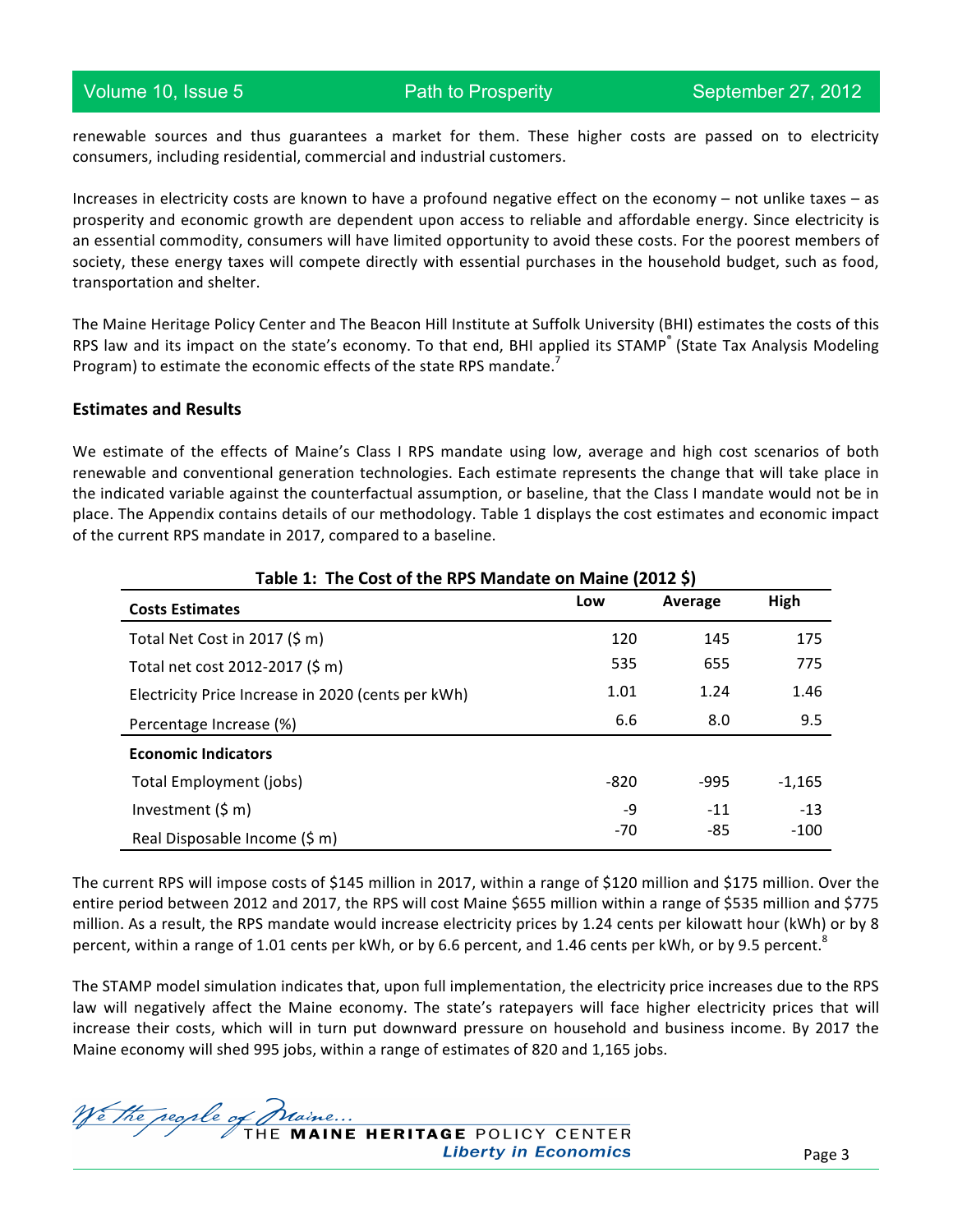renewable sources and thus guarantees a market for them. These higher costs are passed on to electricity consumers, including residential, commercial and industrial customers.

Increases in electricity costs are known to have a profound negative effect on the economy – not unlike taxes – as prosperity and economic growth are dependent upon access to reliable and affordable energy. Since electricity is an essential commodity, consumers will have limited opportunity to avoid these costs. For the poorest members of society, these energy taxes will compete directly with essential purchases in the household budget, such as food, transportation and shelter.

The Maine Heritage Policy Center and The Beacon Hill Institute at Suffolk University (BHI) estimates the costs of this RPS law and its impact on the state's economy. To that end, BHI applied its STAMP® (State Tax Analysis Modeling Program) to estimate the economic effects of the state RPS mandate.[7]

### Estimates and Results

We estimate of the effects of Maine's Class I RPS mandate using low, average and high cost scenarios of both renewable and conventional generation technologies. Each estimate represents the change that will take place in the indicated variable against the counterfactual assumption, or baseline, that the Class I mandate would not be in place. The Appendix contains details of our methodology. Table 1 displays the cost estimates and economic impact of the current RPS mandate in 2017, compared to a baseline.

**Table 1: The Cost of the RPS Mandate on Maine (2012 $)**

| Costs Estimates | Low | Average | High |
|---|---|---|---|
| Total Net Cost in 2017 ($ m) | 120 | 145 | 175 |
| Total net cost 2012-2017 ($ m) | 535 | 655 | 775 |
| Electricity Price Increase in 2020 (cents per kWh) | 1.01 | 1.24 | 1.46 |
| Percentage Increase (%) | 6.6 | 8.0 | 9.5 |
| **Economic Indicators** | | | |
| Total Employment (jobs) | -820 | -995 | -1,165 |
| Investment ($ m) | -9 | -11 | -13 |
| Real Disposable Income ($ m) | -70 | -85 | -100 |

The current RPS will impose costs of $145 million in 2017, within a range of $120 million and $175 million. Over the entire period between 2012 and 2017, the RPS will cost Maine $655 million within a range of $535 million and $775 million. As a result, the RPS mandate would increase electricity prices by 1.24 cents per kilowatt hour (kWh) or by 8 percent, within a range of 1.01 cents per kWh, or by 6.6 percent, and 1.46 cents per kWh, or by 9.5 percent.[8]

The STAMP model simulation indicates that, upon full implementation, the electricity price increases due to the RPS law will negatively affect the Maine economy. The state's ratepayers will face higher electricity prices that will increase their costs, which will in turn put downward pressure on household and business income. By 2017 the Maine economy will shed 995 jobs, within a range of estimates of 820 and 1,165 jobs.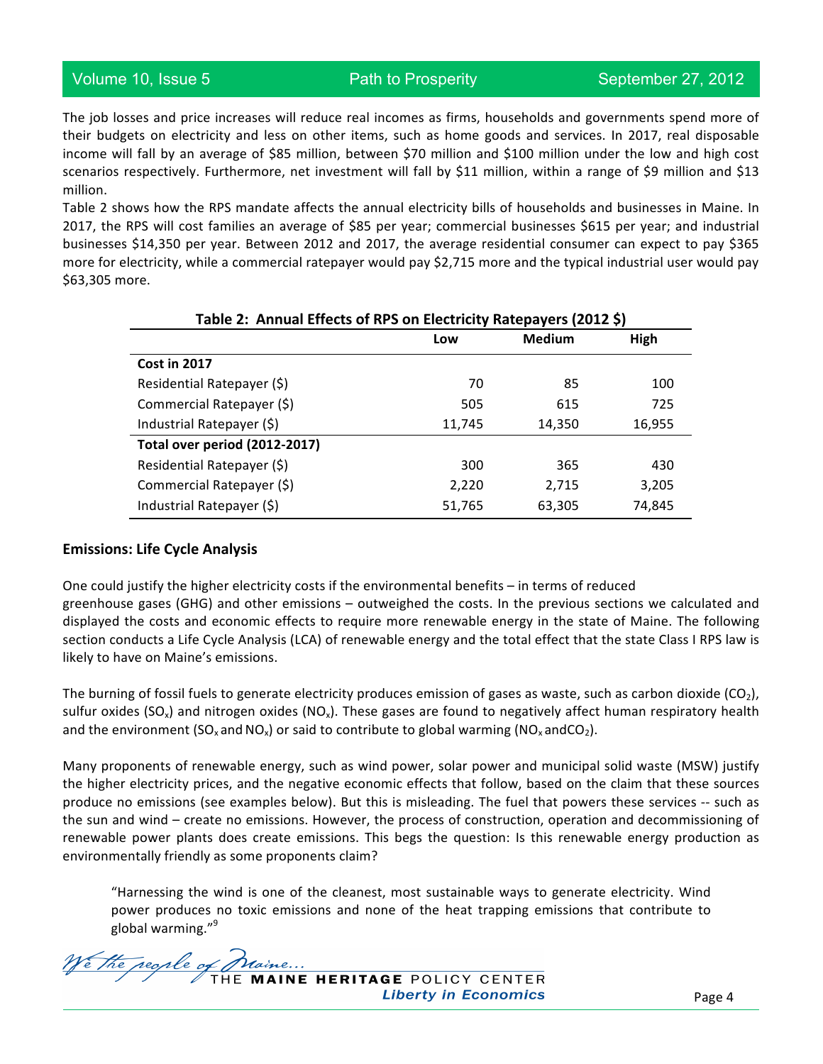The job losses and price increases will reduce real incomes as firms, households and governments spend more of their budgets on electricity and less on other items, such as home goods and services. In 2017, real disposable income will fall by an average of $85 million, between $70 million and $100 million under the low and high cost scenarios respectively. Furthermore, net investment will fall by $11 million, within a range of $9 million and $13 million.

Table 2 shows how the RPS mandate affects the annual electricity bills of households and businesses in Maine. In 2017, the RPS will cost families an average of $85 per year; commercial businesses $615 per year; and industrial businesses $14,350 per year. Between 2012 and 2017, the average residential consumer can expect to pay $365 more for electricity, while a commercial ratepayer would pay $2,715 more and the typical industrial user would pay $63,305 more.

**Table 2: Annual Effects of RPS on Electricity Ratepayers (2012 $)**

| | Low | Medium | High |
|---|---|---|---|
| **Cost in 2017** | | | |
| Residential Ratepayer ($) | 70 | 85 | 100 |
| Commercial Ratepayer ($) | 505 | 615 | 725 |
| Industrial Ratepayer ($) | 11,745 | 14,350 | 16,955 |
| **Total over period (2012-2017)** | | | |
| Residential Ratepayer ($) | 300 | 365 | 430 |
| Commercial Ratepayer ($) | 2,220 | 2,715 | 3,205 |
| Industrial Ratepayer ($) | 51,765 | 63,305 | 74,845 |

### Emissions: Life Cycle Analysis

One could justify the higher electricity costs if the environmental benefits – in terms of reduced greenhouse gases (GHG) and other emissions – outweighed the costs. In the previous sections we calculated and displayed the costs and economic effects to require more renewable energy in the state of Maine. The following section conducts a Life Cycle Analysis (LCA) of renewable energy and the total effect that the state Class I RPS law is likely to have on Maine's emissions.

The burning of fossil fuels to generate electricity produces emission of gases as waste, such as carbon dioxide ($CO_2$), sulfur oxides ($SO_x$) and nitrogen oxides ($NO_x$). These gases are found to negatively affect human respiratory health and the environment ($SO_x$ and $NO_x$) or said to contribute to global warming ($NO_x$ and $CO_2$).

Many proponents of renewable energy, such as wind power, solar power and municipal solid waste (MSW) justify the higher electricity prices, and the negative economic effects that follow, based on the claim that these sources produce no emissions (see examples below). But this is misleading. The fuel that powers these services -- such as the sun and wind – create no emissions. However, the process of construction, operation and decommissioning of renewable power plants does create emissions. This begs the question: Is this renewable energy production as environmentally friendly as some proponents claim?

> "Harnessing the wind is one of the cleanest, most sustainable ways to generate electricity. Wind power produces no toxic emissions and none of the heat trapping emissions that contribute to global warming."[9]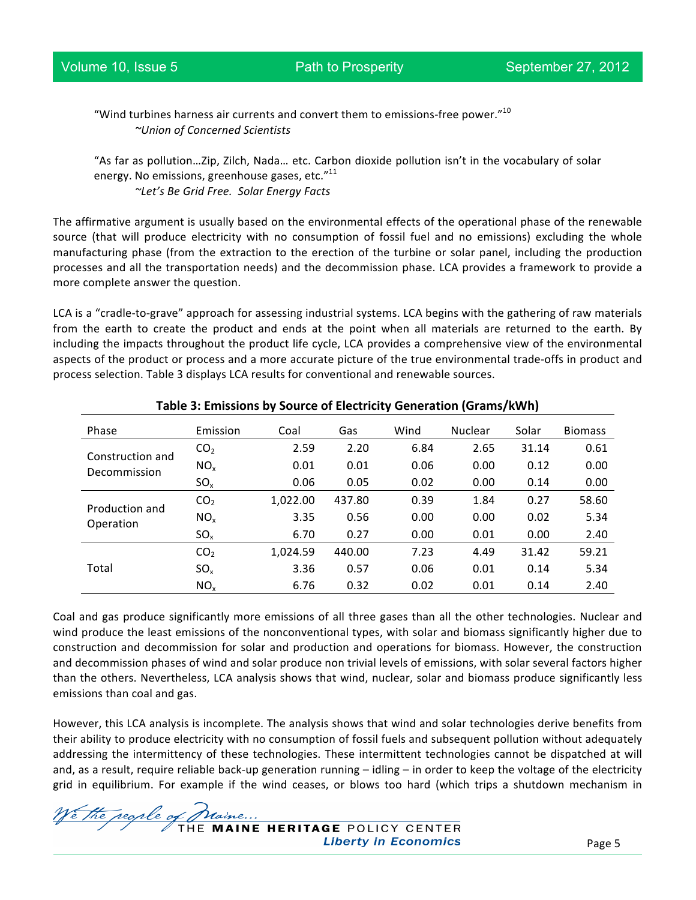"Wind turbines harness air currents and convert them to emissions-free power."[10]
*~Union of Concerned Scientists*

"As far as pollution…Zip, Zilch, Nada… etc. Carbon dioxide pollution isn't in the vocabulary of solar energy. No emissions, greenhouse gases, etc."[11]
*~Let's Be Grid Free. Solar Energy Facts*

The affirmative argument is usually based on the environmental effects of the operational phase of the renewable source (that will produce electricity with no consumption of fossil fuel and no emissions) excluding the whole manufacturing phase (from the extraction to the erection of the turbine or solar panel, including the production processes and all the transportation needs) and the decommission phase. LCA provides a framework to provide a more complete answer the question.

LCA is a "cradle-to-grave" approach for assessing industrial systems. LCA begins with the gathering of raw materials from the earth to create the product and ends at the point when all materials are returned to the earth. By including the impacts throughout the product life cycle, LCA provides a comprehensive view of the environmental aspects of the product or process and a more accurate picture of the true environmental trade-offs in product and process selection. Table 3 displays LCA results for conventional and renewable sources.

**Table 3: Emissions by Source of Electricity Generation (Grams/kWh)**

| Phase | Emission | Coal | Gas | Wind | Nuclear | Solar | Biomass |
|---|---|---|---|---|---|---|---|
| Construction and Decommission | $CO_2$ | 2.59 | 2.20 | 6.84 | 2.65 | 31.14 | 0.61 |
| | $NO_x$ | 0.01 | 0.01 | 0.06 | 0.00 | 0.12 | 0.00 |
| | $SO_x$ | 0.06 | 0.05 | 0.02 | 0.00 | 0.14 | 0.00 |
| Production and Operation | $CO_2$ | 1,022.00 | 437.80 | 0.39 | 1.84 | 0.27 | 58.60 |
| | $NO_x$ | 3.35 | 0.56 | 0.00 | 0.00 | 0.02 | 5.34 |
| | $SO_x$ | 6.70 | 0.27 | 0.00 | 0.01 | 0.00 | 2.40 |
| Total | $CO_2$ | 1,024.59 | 440.00 | 7.23 | 4.49 | 31.42 | 59.21 |
| | $SO_x$ | 3.36 | 0.57 | 0.06 | 0.01 | 0.14 | 5.34 |
| | $NO_x$ | 6.76 | 0.32 | 0.02 | 0.01 | 0.14 | 2.40 |

Coal and gas produce significantly more emissions of all three gases than all the other technologies. Nuclear and wind produce the least emissions of the nonconventional types, with solar and biomass significantly higher due to construction and decommission for solar and production and operations for biomass. However, the construction and decommission phases of wind and solar produce non trivial levels of emissions, with solar several factors higher than the others. Nevertheless, LCA analysis shows that wind, nuclear, solar and biomass produce significantly less emissions than coal and gas.

However, this LCA analysis is incomplete. The analysis shows that wind and solar technologies derive benefits from their ability to produce electricity with no consumption of fossil fuels and subsequent pollution without adequately addressing the intermittency of these technologies. These intermittent technologies cannot be dispatched at will and, as a result, require reliable back-up generation running – idling – in order to keep the voltage of the electricity grid in equilibrium. For example if the wind ceases, or blows too hard (which trips a shutdown mechanism in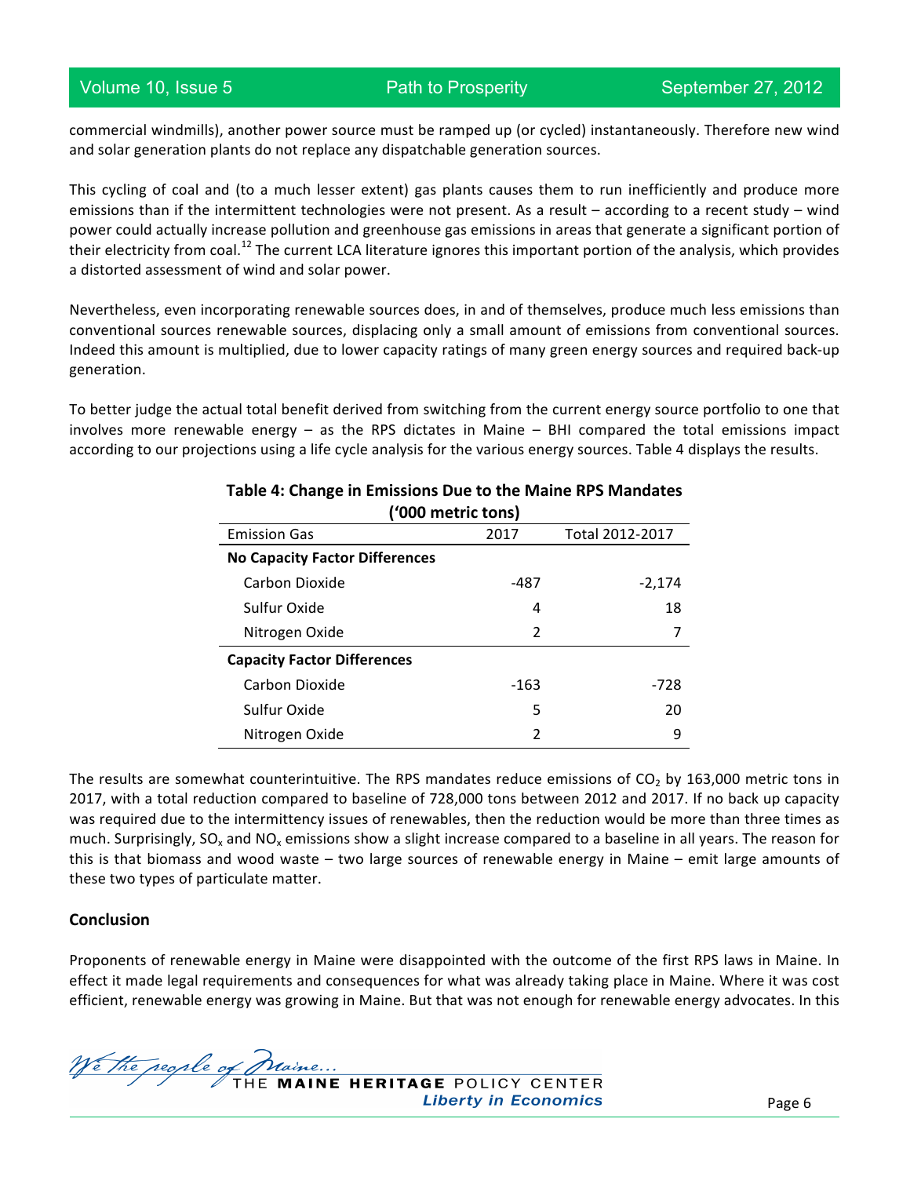commercial windmills), another power source must be ramped up (or cycled) instantaneously. Therefore new wind and solar generation plants do not replace any dispatchable generation sources.

This cycling of coal and (to a much lesser extent) gas plants causes them to run inefficiently and produce more emissions than if the intermittent technologies were not present. As a result – according to a recent study – wind power could actually increase pollution and greenhouse gas emissions in areas that generate a significant portion of their electricity from coal.[12] The current LCA literature ignores this important portion of the analysis, which provides a distorted assessment of wind and solar power.

Nevertheless, even incorporating renewable sources does, in and of themselves, produce much less emissions than conventional sources renewable sources, displacing only a small amount of emissions from conventional sources. Indeed this amount is multiplied, due to lower capacity ratings of many green energy sources and required back-up generation.

To better judge the actual total benefit derived from switching from the current energy source portfolio to one that involves more renewable energy – as the RPS dictates in Maine – BHI compared the total emissions impact according to our projections using a life cycle analysis for the various energy sources. Table 4 displays the results.

**Table 4: Change in Emissions Due to the Maine RPS Mandates ('000 metric tons)**

| Emission Gas | 2017 | Total 2012-2017 |
|---|---|---|
| **No Capacity Factor Differences** | | |
| Carbon Dioxide | -487 | -2,174 |
| Sulfur Oxide | 4 | 18 |
| Nitrogen Oxide | 2 | 7 |
| **Capacity Factor Differences** | | |
| Carbon Dioxide | -163 | -728 |
| Sulfur Oxide | 5 | 20 |
| Nitrogen Oxide | 2 | 9 |

The results are somewhat counterintuitive. The RPS mandates reduce emissions of $CO_2$ by 163,000 metric tons in 2017, with a total reduction compared to baseline of 728,000 tons between 2012 and 2017. If no back up capacity was required due to the intermittency issues of renewables, then the reduction would be more than three times as much. Surprisingly, $SO_x$ and $NO_x$ emissions show a slight increase compared to a baseline in all years. The reason for this is that biomass and wood waste – two large sources of renewable energy in Maine – emit large amounts of these two types of particulate matter.

## Conclusion

Proponents of renewable energy in Maine were disappointed with the outcome of the first RPS laws in Maine. In effect it made legal requirements and consequences for what was already taking place in Maine. Where it was cost efficient, renewable energy was growing in Maine. But that was not enough for renewable energy advocates. In this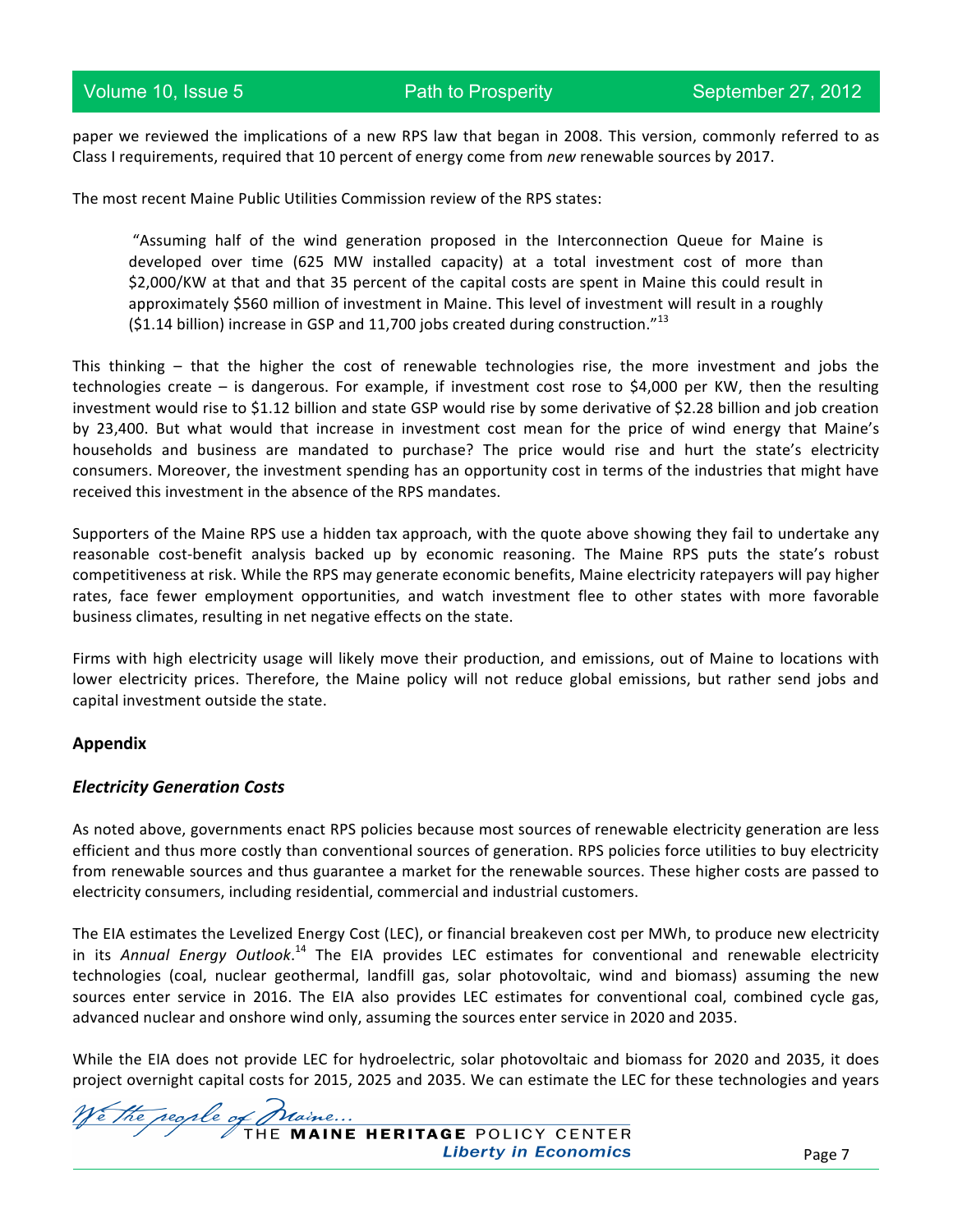paper we reviewed the implications of a new RPS law that began in 2008. This version, commonly referred to as Class I requirements, required that 10 percent of energy come from *new* renewable sources by 2017.

The most recent Maine Public Utilities Commission review of the RPS states:

> "Assuming half of the wind generation proposed in the Interconnection Queue for Maine is developed over time (625 MW installed capacity) at a total investment cost of more than $2,000/KW at that and that 35 percent of the capital costs are spent in Maine this could result in approximately $560 million of investment in Maine. This level of investment will result in a roughly ($1.14 billion) increase in GSP and 11,700 jobs created during construction."[13]

This thinking – that the higher the cost of renewable technologies rise, the more investment and jobs the technologies create – is dangerous. For example, if investment cost rose to $4,000 per KW, then the resulting investment would rise to $1.12 billion and state GSP would rise by some derivative of $2.28 billion and job creation by 23,400. But what would that increase in investment cost mean for the price of wind energy that Maine's households and business are mandated to purchase? The price would rise and hurt the state's electricity consumers. Moreover, the investment spending has an opportunity cost in terms of the industries that might have received this investment in the absence of the RPS mandates.

Supporters of the Maine RPS use a hidden tax approach, with the quote above showing they fail to undertake any reasonable cost-benefit analysis backed up by economic reasoning. The Maine RPS puts the state's robust competitiveness at risk. While the RPS may generate economic benefits, Maine electricity ratepayers will pay higher rates, face fewer employment opportunities, and watch investment flee to other states with more favorable business climates, resulting in net negative effects on the state.

Firms with high electricity usage will likely move their production, and emissions, out of Maine to locations with lower electricity prices. Therefore, the Maine policy will not reduce global emissions, but rather send jobs and capital investment outside the state.

## Appendix

### *Electricity Generation Costs*

As noted above, governments enact RPS policies because most sources of renewable electricity generation are less efficient and thus more costly than conventional sources of generation. RPS policies force utilities to buy electricity from renewable sources and thus guarantee a market for the renewable sources. These higher costs are passed to electricity consumers, including residential, commercial and industrial customers.

The EIA estimates the Levelized Energy Cost (LEC), or financial breakeven cost per MWh, to produce new electricity in its *Annual Energy Outlook*.[14] The EIA provides LEC estimates for conventional and renewable electricity technologies (coal, nuclear geothermal, landfill gas, solar photovoltaic, wind and biomass) assuming the new sources enter service in 2016. The EIA also provides LEC estimates for conventional coal, combined cycle gas, advanced nuclear and onshore wind only, assuming the sources enter service in 2020 and 2035.

While the EIA does not provide LEC for hydroelectric, solar photovoltaic and biomass for 2020 and 2035, it does project overnight capital costs for 2015, 2025 and 2035. We can estimate the LEC for these technologies and years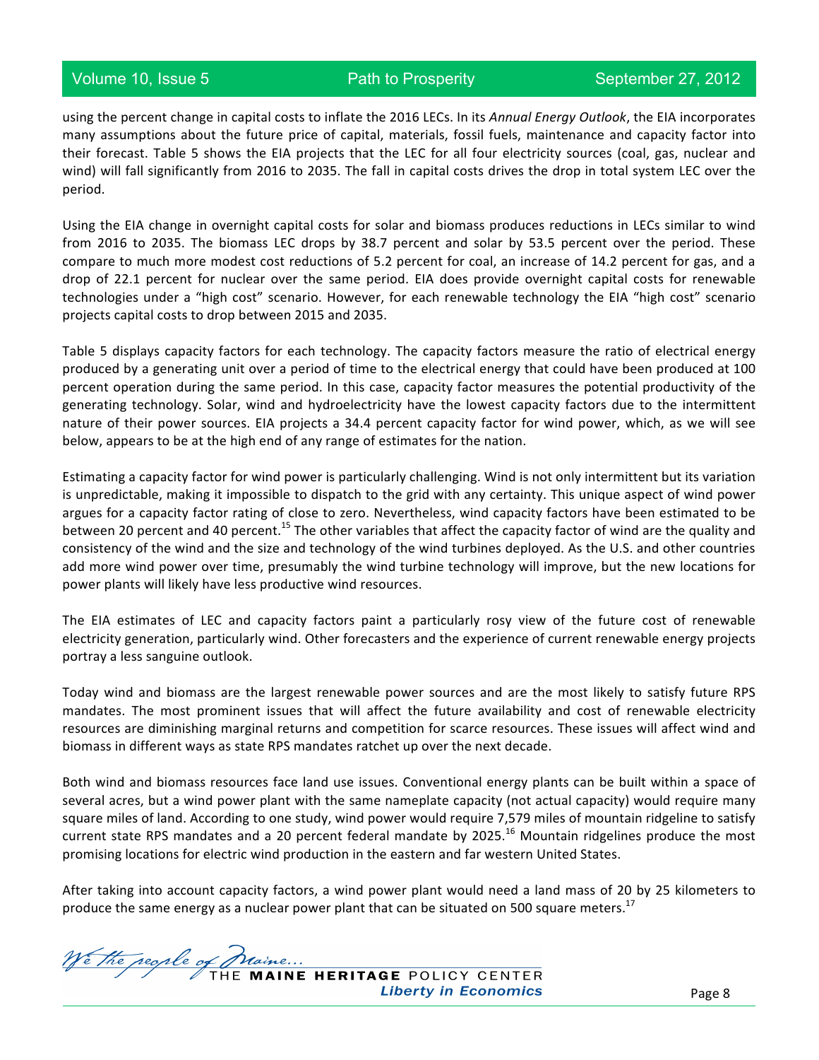using the percent change in capital costs to inflate the 2016 LECs. In its *Annual Energy Outlook*, the EIA incorporates many assumptions about the future price of capital, materials, fossil fuels, maintenance and capacity factor into their forecast. Table 5 shows the EIA projects that the LEC for all four electricity sources (coal, gas, nuclear and wind) will fall significantly from 2016 to 2035. The fall in capital costs drives the drop in total system LEC over the period.

Using the EIA change in overnight capital costs for solar and biomass produces reductions in LECs similar to wind from 2016 to 2035. The biomass LEC drops by 38.7 percent and solar by 53.5 percent over the period. These compare to much more modest cost reductions of 5.2 percent for coal, an increase of 14.2 percent for gas, and a drop of 22.1 percent for nuclear over the same period. EIA does provide overnight capital costs for renewable technologies under a "high cost" scenario. However, for each renewable technology the EIA "high cost" scenario projects capital costs to drop between 2015 and 2035.

Table 5 displays capacity factors for each technology. The capacity factors measure the ratio of electrical energy produced by a generating unit over a period of time to the electrical energy that could have been produced at 100 percent operation during the same period. In this case, capacity factor measures the potential productivity of the generating technology. Solar, wind and hydroelectricity have the lowest capacity factors due to the intermittent nature of their power sources. EIA projects a 34.4 percent capacity factor for wind power, which, as we will see below, appears to be at the high end of any range of estimates for the nation.

Estimating a capacity factor for wind power is particularly challenging. Wind is not only intermittent but its variation is unpredictable, making it impossible to dispatch to the grid with any certainty. This unique aspect of wind power argues for a capacity factor rating of close to zero. Nevertheless, wind capacity factors have been estimated to be between 20 percent and 40 percent.[15] The other variables that affect the capacity factor of wind are the quality and consistency of the wind and the size and technology of the wind turbines deployed. As the U.S. and other countries add more wind power over time, presumably the wind turbine technology will improve, but the new locations for power plants will likely have less productive wind resources.

The EIA estimates of LEC and capacity factors paint a particularly rosy view of the future cost of renewable electricity generation, particularly wind. Other forecasters and the experience of current renewable energy projects portray a less sanguine outlook.

Today wind and biomass are the largest renewable power sources and are the most likely to satisfy future RPS mandates. The most prominent issues that will affect the future availability and cost of renewable electricity resources are diminishing marginal returns and competition for scarce resources. These issues will affect wind and biomass in different ways as state RPS mandates ratchet up over the next decade.

Both wind and biomass resources face land use issues. Conventional energy plants can be built within a space of several acres, but a wind power plant with the same nameplate capacity (not actual capacity) would require many square miles of land. According to one study, wind power would require 7,579 miles of mountain ridgeline to satisfy current state RPS mandates and a 20 percent federal mandate by 2025.[16] Mountain ridgelines produce the most promising locations for electric wind production in the eastern and far western United States.

After taking into account capacity factors, a wind power plant would need a land mass of 20 by 25 kilometers to produce the same energy as a nuclear power plant that can be situated on 500 square meters.[17]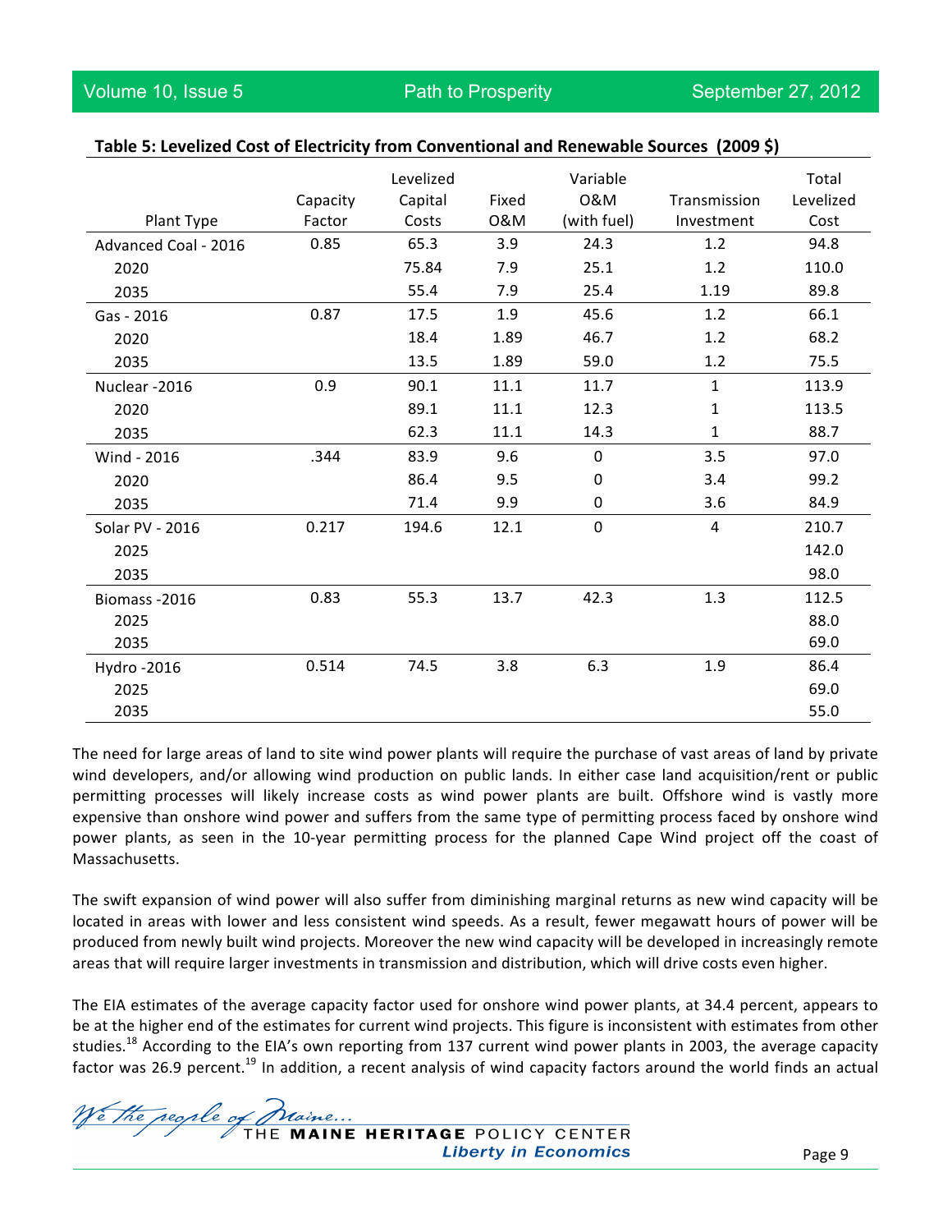**Table 5: Levelized Cost of Electricity from Conventional and Renewable Sources (2009 $)**

| Plant Type | Capacity Factor | Levelized Capital Costs | Fixed O&M | Variable O&M (with fuel) | Transmission Investment | Total Levelized Cost |
|---|---|---|---|---|---|---|
| Advanced Coal - 2016 | 0.85 | 65.3 | 3.9 | 24.3 | 1.2 | 94.8 |
| 2020 | | 75.84 | 7.9 | 25.1 | 1.2 | 110.0 |
| 2035 | | 55.4 | 7.9 | 25.4 | 1.19 | 89.8 |
| Gas - 2016 | 0.87 | 17.5 | 1.9 | 45.6 | 1.2 | 66.1 |
| 2020 | | 18.4 | 1.89 | 46.7 | 1.2 | 68.2 |
| 2035 | | 13.5 | 1.89 | 59.0 | 1.2 | 75.5 |
| Nuclear -2016 | 0.9 | 90.1 | 11.1 | 11.7 | 1 | 113.9 |
| 2020 | | 89.1 | 11.1 | 12.3 | 1 | 113.5 |
| 2035 | | 62.3 | 11.1 | 14.3 | 1 | 88.7 |
| Wind - 2016 | .344 | 83.9 | 9.6 | 0 | 3.5 | 97.0 |
| 2020 | | 86.4 | 9.5 | 0 | 3.4 | 99.2 |
| 2035 | | 71.4 | 9.9 | 0 | 3.6 | 84.9 |
| Solar PV - 2016 | 0.217 | 194.6 | 12.1 | 0 | 4 | 210.7 |
| 2025 | | | | | | 142.0 |
| 2035 | | | | | | 98.0 |
| Biomass -2016 | 0.83 | 55.3 | 13.7 | 42.3 | 1.3 | 112.5 |
| 2025 | | | | | | 88.0 |
| 2035 | | | | | | 69.0 |
| Hydro -2016 | 0.514 | 74.5 | 3.8 | 6.3 | 1.9 | 86.4 |
| 2025 | | | | | | 69.0 |
| 2035 | | | | | | 55.0 |

The need for large areas of land to site wind power plants will require the purchase of vast areas of land by private wind developers, and/or allowing wind production on public lands. In either case land acquisition/rent or public permitting processes will likely increase costs as wind power plants are built. Offshore wind is vastly more expensive than onshore wind power and suffers from the same type of permitting process faced by onshore wind power plants, as seen in the 10-year permitting process for the planned Cape Wind project off the coast of Massachusetts.

The swift expansion of wind power will also suffer from diminishing marginal returns as new wind capacity will be located in areas with lower and less consistent wind speeds. As a result, fewer megawatt hours of power will be produced from newly built wind projects. Moreover the new wind capacity will be developed in increasingly remote areas that will require larger investments in transmission and distribution, which will drive costs even higher.

The EIA estimates of the average capacity factor used for onshore wind power plants, at 34.4 percent, appears to be at the higher end of the estimates for current wind projects. This figure is inconsistent with estimates from other studies.[18] According to the EIA's own reporting from 137 current wind power plants in 2003, the average capacity factor was 26.9 percent.[19] In addition, a recent analysis of wind capacity factors around the world finds an actual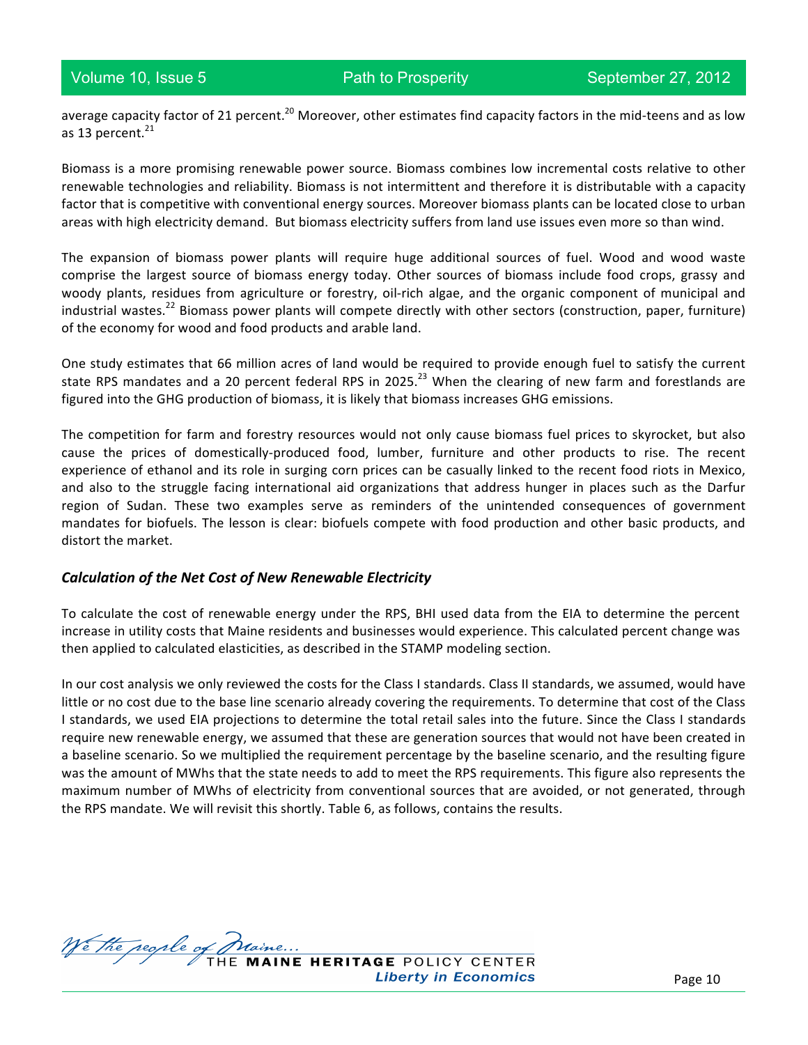average capacity factor of 21 percent.[20] Moreover, other estimates find capacity factors in the mid-teens and as low as 13 percent.[21]

Biomass is a more promising renewable power source. Biomass combines low incremental costs relative to other renewable technologies and reliability. Biomass is not intermittent and therefore it is distributable with a capacity factor that is competitive with conventional energy sources. Moreover biomass plants can be located close to urban areas with high electricity demand. But biomass electricity suffers from land use issues even more so than wind.

The expansion of biomass power plants will require huge additional sources of fuel. Wood and wood waste comprise the largest source of biomass energy today. Other sources of biomass include food crops, grassy and woody plants, residues from agriculture or forestry, oil-rich algae, and the organic component of municipal and industrial wastes.[22] Biomass power plants will compete directly with other sectors (construction, paper, furniture) of the economy for wood and food products and arable land.

One study estimates that 66 million acres of land would be required to provide enough fuel to satisfy the current state RPS mandates and a 20 percent federal RPS in 2025.[23] When the clearing of new farm and forestlands are figured into the GHG production of biomass, it is likely that biomass increases GHG emissions.

The competition for farm and forestry resources would not only cause biomass fuel prices to skyrocket, but also cause the prices of domestically-produced food, lumber, furniture and other products to rise. The recent experience of ethanol and its role in surging corn prices can be casually linked to the recent food riots in Mexico, and also to the struggle facing international aid organizations that address hunger in places such as the Darfur region of Sudan. These two examples serve as reminders of the unintended consequences of government mandates for biofuels. The lesson is clear: biofuels compete with food production and other basic products, and distort the market.

### *Calculation of the Net Cost of New Renewable Electricity*

To calculate the cost of renewable energy under the RPS, BHI used data from the EIA to determine the percent increase in utility costs that Maine residents and businesses would experience. This calculated percent change was then applied to calculated elasticities, as described in the STAMP modeling section.

In our cost analysis we only reviewed the costs for the Class I standards. Class II standards, we assumed, would have little or no cost due to the base line scenario already covering the requirements. To determine that cost of the Class I standards, we used EIA projections to determine the total retail sales into the future. Since the Class I standards require new renewable energy, we assumed that these are generation sources that would not have been created in a baseline scenario. So we multiplied the requirement percentage by the baseline scenario, and the resulting figure was the amount of MWhs that the state needs to add to meet the RPS requirements. This figure also represents the maximum number of MWhs of electricity from conventional sources that are avoided, or not generated, through the RPS mandate. We will revisit this shortly. Table 6, as follows, contains the results.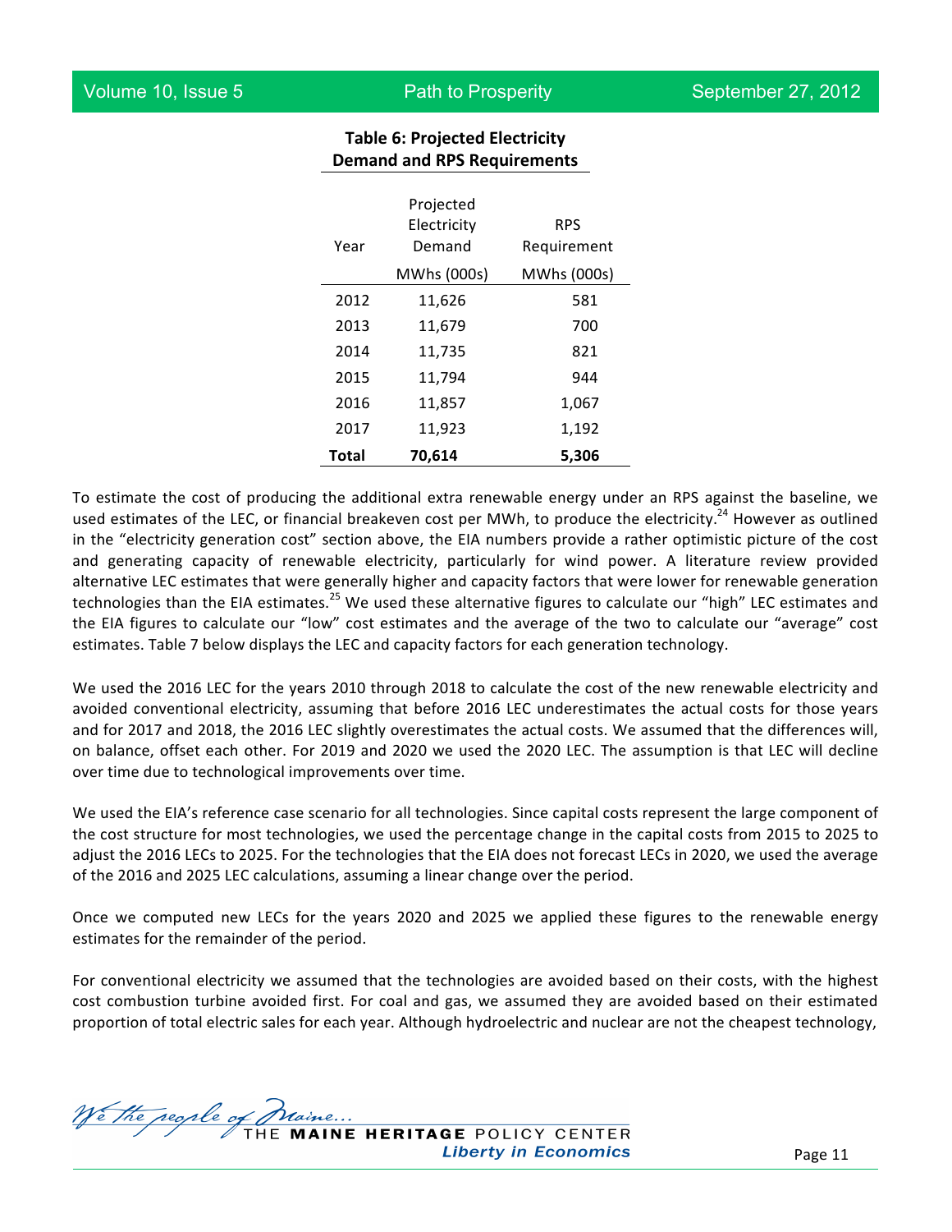**Table 6: Projected Electricity Demand and RPS Requirements**

| Year | Projected Electricity Demand | RPS Requirement |
|---|---|---|
| | MWhs (000s) | MWhs (000s) |
| 2012 | 11,626 | 581 |
| 2013 | 11,679 | 700 |
| 2014 | 11,735 | 821 |
| 2015 | 11,794 | 944 |
| 2016 | 11,857 | 1,067 |
| 2017 | 11,923 | 1,192 |
| **Total** | **70,614** | **5,306** |

To estimate the cost of producing the additional extra renewable energy under an RPS against the baseline, we used estimates of the LEC, or financial breakeven cost per MWh, to produce the electricity.[24] However as outlined in the "electricity generation cost" section above, the EIA numbers provide a rather optimistic picture of the cost and generating capacity of renewable electricity, particularly for wind power. A literature review provided alternative LEC estimates that were generally higher and capacity factors that were lower for renewable generation technologies than the EIA estimates.[25] We used these alternative figures to calculate our "high" LEC estimates and the EIA figures to calculate our "low" cost estimates and the average of the two to calculate our "average" cost estimates. Table 7 below displays the LEC and capacity factors for each generation technology.

We used the 2016 LEC for the years 2010 through 2018 to calculate the cost of the new renewable electricity and avoided conventional electricity, assuming that before 2016 LEC underestimates the actual costs for those years and for 2017 and 2018, the 2016 LEC slightly overestimates the actual costs. We assumed that the differences will, on balance, offset each other. For 2019 and 2020 we used the 2020 LEC. The assumption is that LEC will decline over time due to technological improvements over time.

We used the EIA's reference case scenario for all technologies. Since capital costs represent the large component of the cost structure for most technologies, we used the percentage change in the capital costs from 2015 to 2025 to adjust the 2016 LECs to 2025. For the technologies that the EIA does not forecast LECs in 2020, we used the average of the 2016 and 2025 LEC calculations, assuming a linear change over the period.

Once we computed new LECs for the years 2020 and 2025 we applied these figures to the renewable energy estimates for the remainder of the period.

For conventional electricity we assumed that the technologies are avoided based on their costs, with the highest cost combustion turbine avoided first. For coal and gas, we assumed they are avoided based on their estimated proportion of total electric sales for each year. Although hydroelectric and nuclear are not the cheapest technology,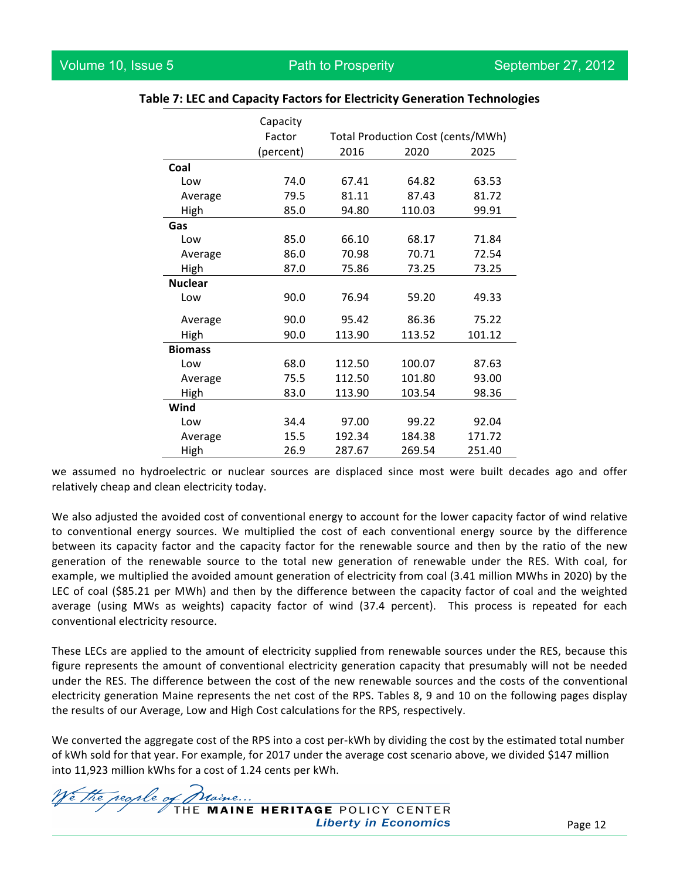**Table 7: LEC and Capacity Factors for Electricity Generation Technologies**

| | Capacity Factor (percent) | Total Production Cost (cents/MWh) | | |
|---|---|---|---|---|
| | | 2016 | 2020 | 2025 |
| **Coal** | | | | |
| Low | 74.0 | 67.41 | 64.82 | 63.53 |
| Average | 79.5 | 81.11 | 87.43 | 81.72 |
| High | 85.0 | 94.80 | 110.03 | 99.91 |
| **Gas** | | | | |
| Low | 85.0 | 66.10 | 68.17 | 71.84 |
| Average | 86.0 | 70.98 | 70.71 | 72.54 |
| High | 87.0 | 75.86 | 73.25 | 73.25 |
| **Nuclear** | | | | |
| Low | 90.0 | 76.94 | 59.20 | 49.33 |
| Average | 90.0 | 95.42 | 86.36 | 75.22 |
| High | 90.0 | 113.90 | 113.52 | 101.12 |
| **Biomass** | | | | |
| Low | 68.0 | 112.50 | 100.07 | 87.63 |
| Average | 75.5 | 112.50 | 101.80 | 93.00 |
| High | 83.0 | 113.90 | 103.54 | 98.36 |
| **Wind** | | | | |
| Low | 34.4 | 97.00 | 99.22 | 92.04 |
| Average | 15.5 | 192.34 | 184.38 | 171.72 |
| High | 26.9 | 287.67 | 269.54 | 251.40 |

we assumed no hydroelectric or nuclear sources are displaced since most were built decades ago and offer relatively cheap and clean electricity today.

We also adjusted the avoided cost of conventional energy to account for the lower capacity factor of wind relative to conventional energy sources. We multiplied the cost of each conventional energy source by the difference between its capacity factor and the capacity factor for the renewable source and then by the ratio of the new generation of the renewable source to the total new generation of renewable under the RES. With coal, for example, we multiplied the avoided amount generation of electricity from coal (3.41 million MWhs in 2020) by the LEC of coal ($85.21 per MWh) and then by the difference between the capacity factor of coal and the weighted average (using MWs as weights) capacity factor of wind (37.4 percent). This process is repeated for each conventional electricity resource.

These LECs are applied to the amount of electricity supplied from renewable sources under the RES, because this figure represents the amount of conventional electricity generation capacity that presumably will not be needed under the RES. The difference between the cost of the new renewable sources and the costs of the conventional electricity generation Maine represents the net cost of the RPS. Tables 8, 9 and 10 on the following pages display the results of our Average, Low and High Cost calculations for the RPS, respectively.

We converted the aggregate cost of the RPS into a cost per-kWh by dividing the cost by the estimated total number of kWh sold for that year. For example, for 2017 under the average cost scenario above, we divided $147 million into 11,923 million kWhs for a cost of 1.24 cents per kWh.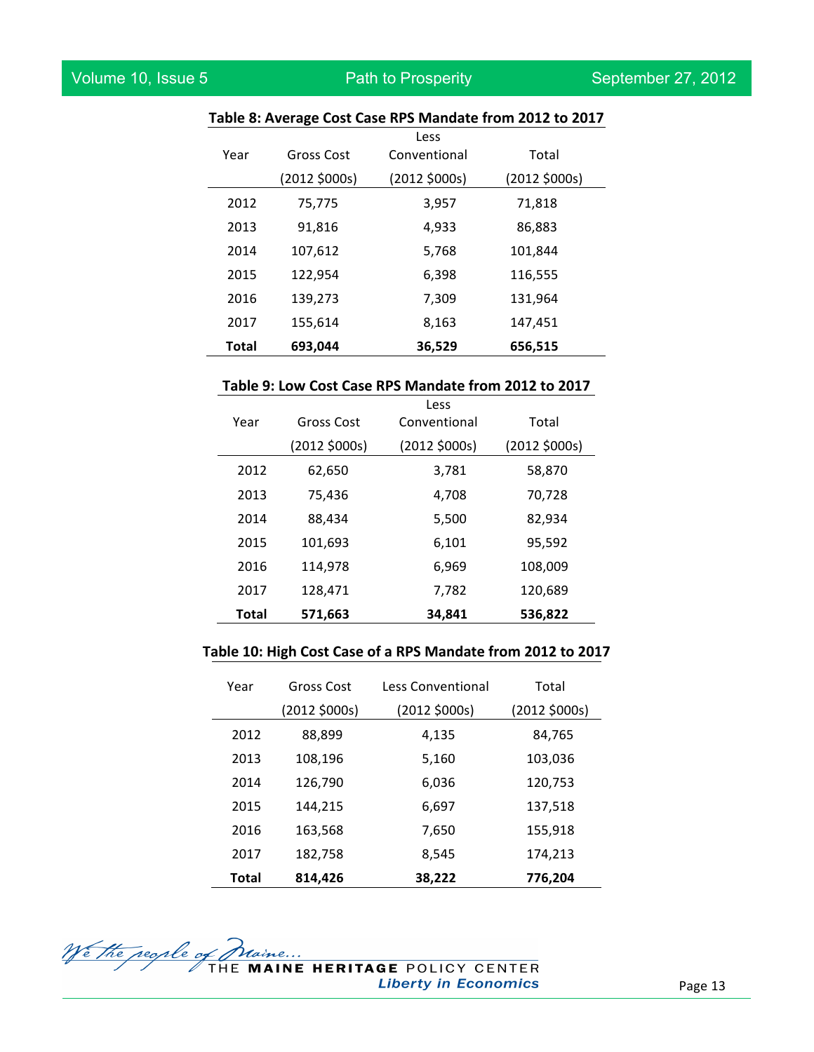**Table 8: Average Cost Case RPS Mandate from 2012 to 2017**

| Year | Gross Cost (2012 $000s) | Less Conventional (2012 $000s) | Total (2012 $000s) |
|---|---|---|---|
| 2012 | 75,775 | 3,957 | 71,818 |
| 2013 | 91,816 | 4,933 | 86,883 |
| 2014 | 107,612 | 5,768 | 101,844 |
| 2015 | 122,954 | 6,398 | 116,555 |
| 2016 | 139,273 | 7,309 | 131,964 |
| 2017 | 155,614 | 8,163 | 147,451 |
| **Total** | **693,044** | **36,529** | **656,515** |

**Table 9: Low Cost Case RPS Mandate from 2012 to 2017**

| Year | Gross Cost (2012 $000s) | Less Conventional (2012 $000s) | Total (2012 $000s) |
|---|---|---|---|
| 2012 | 62,650 | 3,781 | 58,870 |
| 2013 | 75,436 | 4,708 | 70,728 |
| 2014 | 88,434 | 5,500 | 82,934 |
| 2015 | 101,693 | 6,101 | 95,592 |
| 2016 | 114,978 | 6,969 | 108,009 |
| 2017 | 128,471 | 7,782 | 120,689 |
| **Total** | **571,663** | **34,841** | **536,822** |

**Table 10: High Cost Case of a RPS Mandate from 2012 to 2017**

| Year | Gross Cost (2012 $000s) | Less Conventional (2012 $000s) | Total (2012 $000s) |
|---|---|---|---|
| 2012 | 88,899 | 4,135 | 84,765 |
| 2013 | 108,196 | 5,160 | 103,036 |
| 2014 | 126,790 | 6,036 | 120,753 |
| 2015 | 144,215 | 6,697 | 137,518 |
| 2016 | 163,568 | 7,650 | 155,918 |
| 2017 | 182,758 | 8,545 | 174,213 |
| **Total** | **814,426** | **38,222** | **776,204** |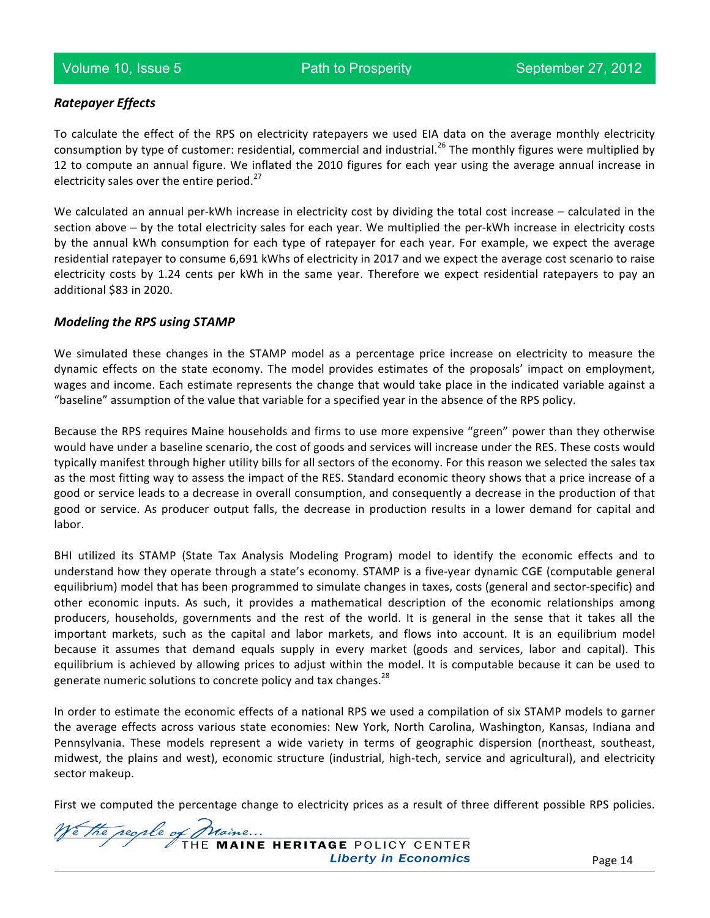### *Ratepayer Effects*

To calculate the effect of the RPS on electricity ratepayers we used EIA data on the average monthly electricity consumption by type of customer: residential, commercial and industrial.[26] The monthly figures were multiplied by 12 to compute an annual figure. We inflated the 2010 figures for each year using the average annual increase in electricity sales over the entire period.[27]

We calculated an annual per-kWh increase in electricity cost by dividing the total cost increase – calculated in the section above – by the total electricity sales for each year. We multiplied the per-kWh increase in electricity costs by the annual kWh consumption for each type of ratepayer for each year. For example, we expect the average residential ratepayer to consume 6,691 kWhs of electricity in 2017 and we expect the average cost scenario to raise electricity costs by 1.24 cents per kWh in the same year. Therefore we expect residential ratepayers to pay an additional $83 in 2020.

### *Modeling the RPS using STAMP*

We simulated these changes in the STAMP model as a percentage price increase on electricity to measure the dynamic effects on the state economy. The model provides estimates of the proposals' impact on employment, wages and income. Each estimate represents the change that would take place in the indicated variable against a "baseline" assumption of the value that variable for a specified year in the absence of the RPS policy.

Because the RPS requires Maine households and firms to use more expensive "green" power than they otherwise would have under a baseline scenario, the cost of goods and services will increase under the RES. These costs would typically manifest through higher utility bills for all sectors of the economy. For this reason we selected the sales tax as the most fitting way to assess the impact of the RES. Standard economic theory shows that a price increase of a good or service leads to a decrease in overall consumption, and consequently a decrease in the production of that good or service. As producer output falls, the decrease in production results in a lower demand for capital and labor.

BHI utilized its STAMP (State Tax Analysis Modeling Program) model to identify the economic effects and to understand how they operate through a state's economy. STAMP is a five-year dynamic CGE (computable general equilibrium) model that has been programmed to simulate changes in taxes, costs (general and sector-specific) and other economic inputs. As such, it provides a mathematical description of the economic relationships among producers, households, governments and the rest of the world. It is general in the sense that it takes all the important markets, such as the capital and labor markets, and flows into account. It is an equilibrium model because it assumes that demand equals supply in every market (goods and services, labor and capital). This equilibrium is achieved by allowing prices to adjust within the model. It is computable because it can be used to generate numeric solutions to concrete policy and tax changes.[28]

In order to estimate the economic effects of a national RPS we used a compilation of six STAMP models to garner the average effects across various state economies: New York, North Carolina, Washington, Kansas, Indiana and Pennsylvania. These models represent a wide variety in terms of geographic dispersion (northeast, southeast, midwest, the plains and west), economic structure (industrial, high-tech, service and agricultural), and electricity sector makeup.

First we computed the percentage change to electricity prices as a result of three different possible RPS policies.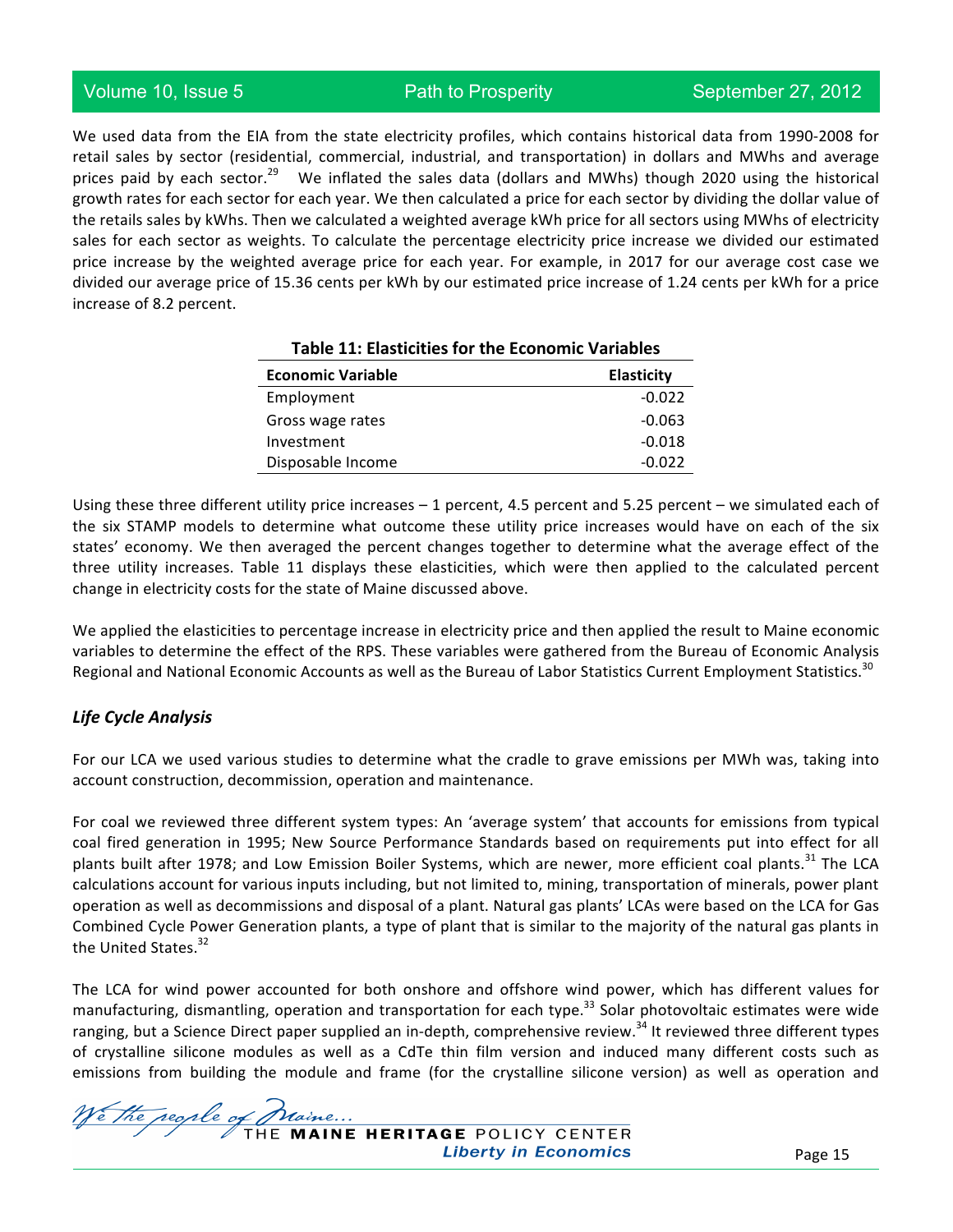We used data from the EIA from the state electricity profiles, which contains historical data from 1990-2008 for retail sales by sector (residential, commercial, industrial, and transportation) in dollars and MWhs and average prices paid by each sector.[29] We inflated the sales data (dollars and MWhs) though 2020 using the historical growth rates for each sector for each year. We then calculated a price for each sector by dividing the dollar value of the retails sales by kWhs. Then we calculated a weighted average kWh price for all sectors using MWhs of electricity sales for each sector as weights. To calculate the percentage electricity price increase we divided our estimated price increase by the weighted average price for each year. For example, in 2017 for our average cost case we divided our average price of 15.36 cents per kWh by our estimated price increase of 1.24 cents per kWh for a price increase of 8.2 percent.

**Table 11: Elasticities for the Economic Variables**

| Economic Variable | Elasticity |
|---|---|
| Employment | -0.022 |
| Gross wage rates | -0.063 |
| Investment | -0.018 |
| Disposable Income | -0.022 |

Using these three different utility price increases – 1 percent, 4.5 percent and 5.25 percent – we simulated each of the six STAMP models to determine what outcome these utility price increases would have on each of the six states' economy. We then averaged the percent changes together to determine what the average effect of the three utility increases. Table 11 displays these elasticities, which were then applied to the calculated percent change in electricity costs for the state of Maine discussed above.

We applied the elasticities to percentage increase in electricity price and then applied the result to Maine economic variables to determine the effect of the RPS. These variables were gathered from the Bureau of Economic Analysis Regional and National Economic Accounts as well as the Bureau of Labor Statistics Current Employment Statistics.[30]

### *Life Cycle Analysis*

For our LCA we used various studies to determine what the cradle to grave emissions per MWh was, taking into account construction, decommission, operation and maintenance.

For coal we reviewed three different system types: An 'average system' that accounts for emissions from typical coal fired generation in 1995; New Source Performance Standards based on requirements put into effect for all plants built after 1978; and Low Emission Boiler Systems, which are newer, more efficient coal plants.[31] The LCA calculations account for various inputs including, but not limited to, mining, transportation of minerals, power plant operation as well as decommissions and disposal of a plant. Natural gas plants' LCAs were based on the LCA for Gas Combined Cycle Power Generation plants, a type of plant that is similar to the majority of the natural gas plants in the United States.[32]

The LCA for wind power accounted for both onshore and offshore wind power, which has different values for manufacturing, dismantling, operation and transportation for each type.[33] Solar photovoltaic estimates were wide ranging, but a Science Direct paper supplied an in-depth, comprehensive review.[34] It reviewed three different types of crystalline silicone modules as well as a CdTe thin film version and induced many different costs such as emissions from building the module and frame (for the crystalline silicone version) as well as operation and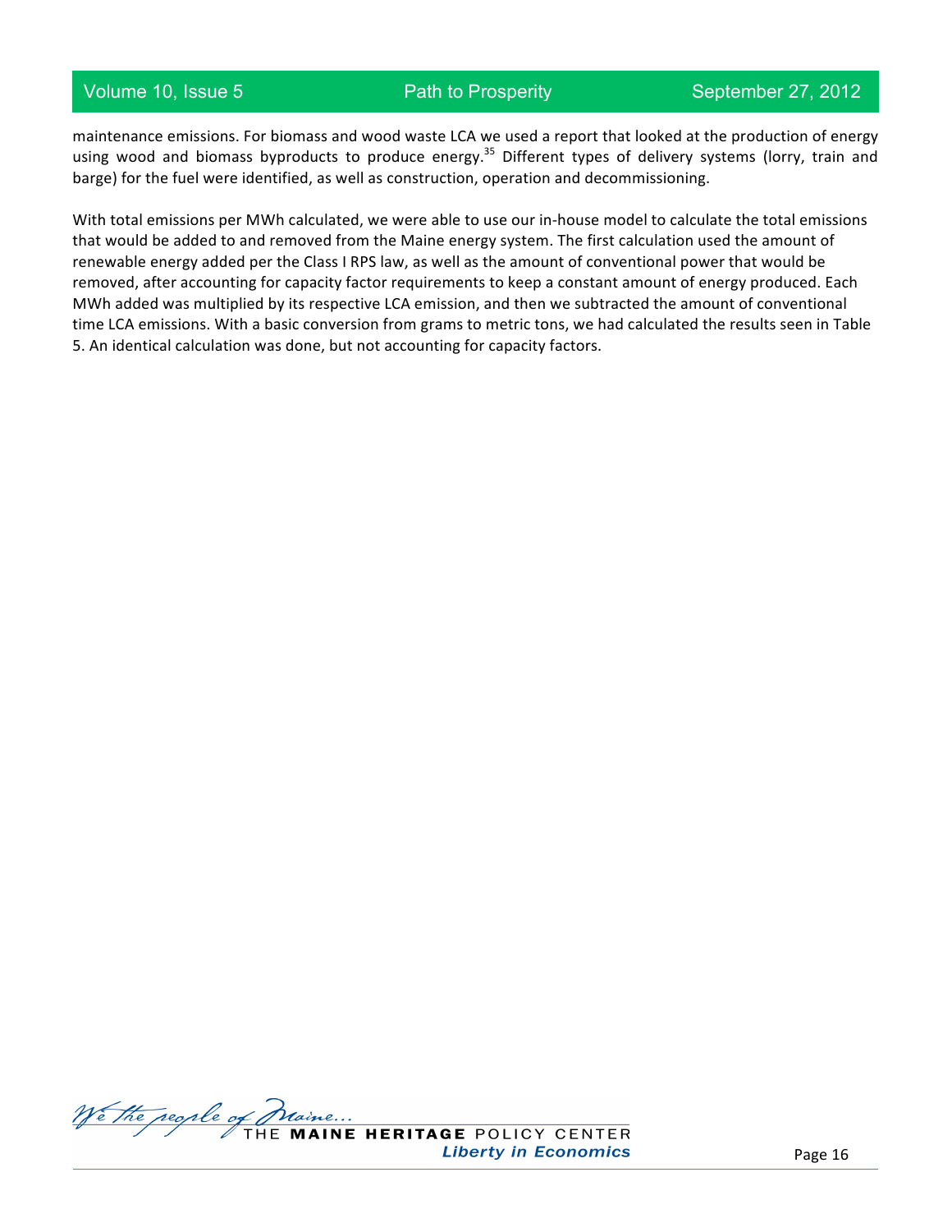maintenance emissions. For biomass and wood waste LCA we used a report that looked at the production of energy using wood and biomass byproducts to produce energy.[35] Different types of delivery systems (lorry, train and barge) for the fuel were identified, as well as construction, operation and decommissioning.

With total emissions per MWh calculated, we were able to use our in-house model to calculate the total emissions that would be added to and removed from the Maine energy system. The first calculation used the amount of renewable energy added per the Class I RPS law, as well as the amount of conventional power that would be removed, after accounting for capacity factor requirements to keep a constant amount of energy produced. Each MWh added was multiplied by its respective LCA emission, and then we subtracted the amount of conventional time LCA emissions. With a basic conversion from grams to metric tons, we had calculated the results seen in Table 5. An identical calculation was done, but not accounting for capacity factors.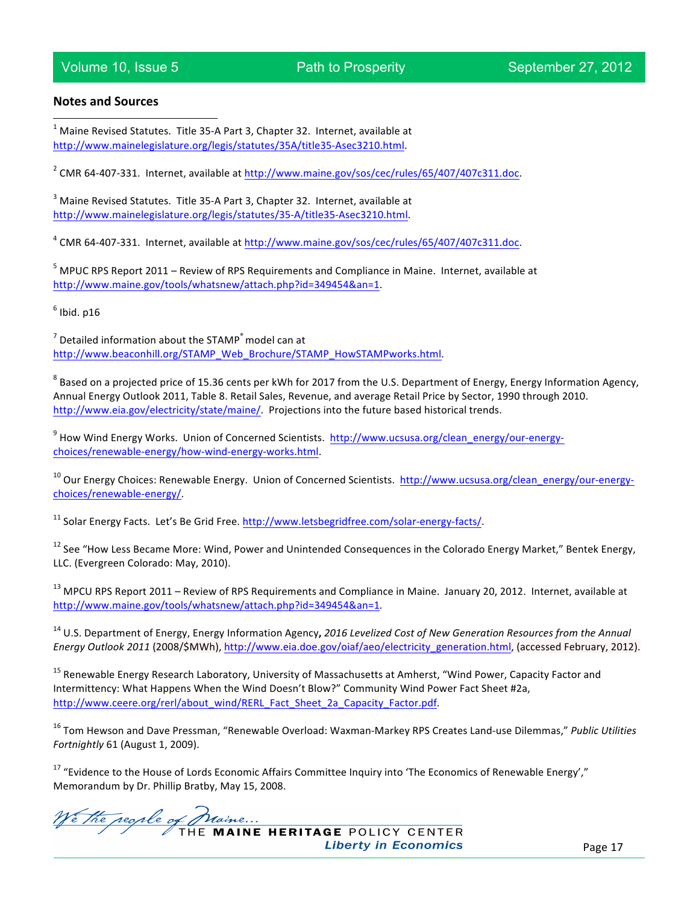## Notes and Sources

[1] Maine Revised Statutes. Title 35-A Part 3, Chapter 32. Internet, available at http://www.mainelegislature.org/legis/statutes/35A/title35-Asec3210.html.

[2] CMR 64-407-331. Internet, available at http://www.maine.gov/sos/cec/rules/65/407/407c311.doc.

[3] Maine Revised Statutes. Title 35-A Part 3, Chapter 32. Internet, available at http://www.mainelegislature.org/legis/statutes/35-A/title35-Asec3210.html.

[4] CMR 64-407-331. Internet, available at http://www.maine.gov/sos/cec/rules/65/407/407c311.doc.

[5] MPUC RPS Report 2011 – Review of RPS Requirements and Compliance in Maine. Internet, available at http://www.maine.gov/tools/whatsnew/attach.php?id=349454&an=1.

[6] Ibid. p16

[7] Detailed information about the STAMP[*] model can at http://www.beaconhill.org/STAMP_Web_Brochure/STAMP_HowSTAMPworks.html.

[8] Based on a projected price of 15.36 cents per kWh for 2017 from the U.S. Department of Energy, Energy Information Agency, Annual Energy Outlook 2011, Table 8. Retail Sales, Revenue, and average Retail Price by Sector, 1990 through 2010. http://www.eia.gov/electricity/state/maine/. Projections into the future based historical trends.

[9] How Wind Energy Works. Union of Concerned Scientists. http://www.ucsusa.org/clean_energy/our-energy-choices/renewable-energy/how-wind-energy-works.html.

[10] Our Energy Choices: Renewable Energy. Union of Concerned Scientists. http://www.ucsusa.org/clean_energy/our-energy-choices/renewable-energy/.

[11] Solar Energy Facts. Let's Be Grid Free. http://www.letsbegridfree.com/solar-energy-facts/.

[12] See "How Less Became More: Wind, Power and Unintended Consequences in the Colorado Energy Market," Bentek Energy, LLC. (Evergreen Colorado: May, 2010).

[13] MPCU RPS Report 2011 – Review of RPS Requirements and Compliance in Maine. January 20, 2012. Internet, available at http://www.maine.gov/tools/whatsnew/attach.php?id=349454&an=1.

[14] U.S. Department of Energy, Energy Information Agency, *2016 Levelized Cost of New Generation Resources from the Annual Energy Outlook 2011* (2008/$MWh), http://www.eia.doe.gov/oiaf/aeo/electricity_generation.html, (accessed February, 2012).

[15] Renewable Energy Research Laboratory, University of Massachusetts at Amherst, "Wind Power, Capacity Factor and Intermittency: What Happens When the Wind Doesn't Blow?" Community Wind Power Fact Sheet #2a, http://www.ceere.org/rerl/about_wind/RERL_Fact_Sheet_2a_Capacity_Factor.pdf.

[16] Tom Hewson and Dave Pressman, "Renewable Overload: Waxman-Markey RPS Creates Land-use Dilemmas," *Public Utilities Fortnightly* 61 (August 1, 2009).

[17] "Evidence to the House of Lords Economic Affairs Committee Inquiry into 'The Economics of Renewable Energy'," Memorandum by Dr. Phillip Bratby, May 15, 2008.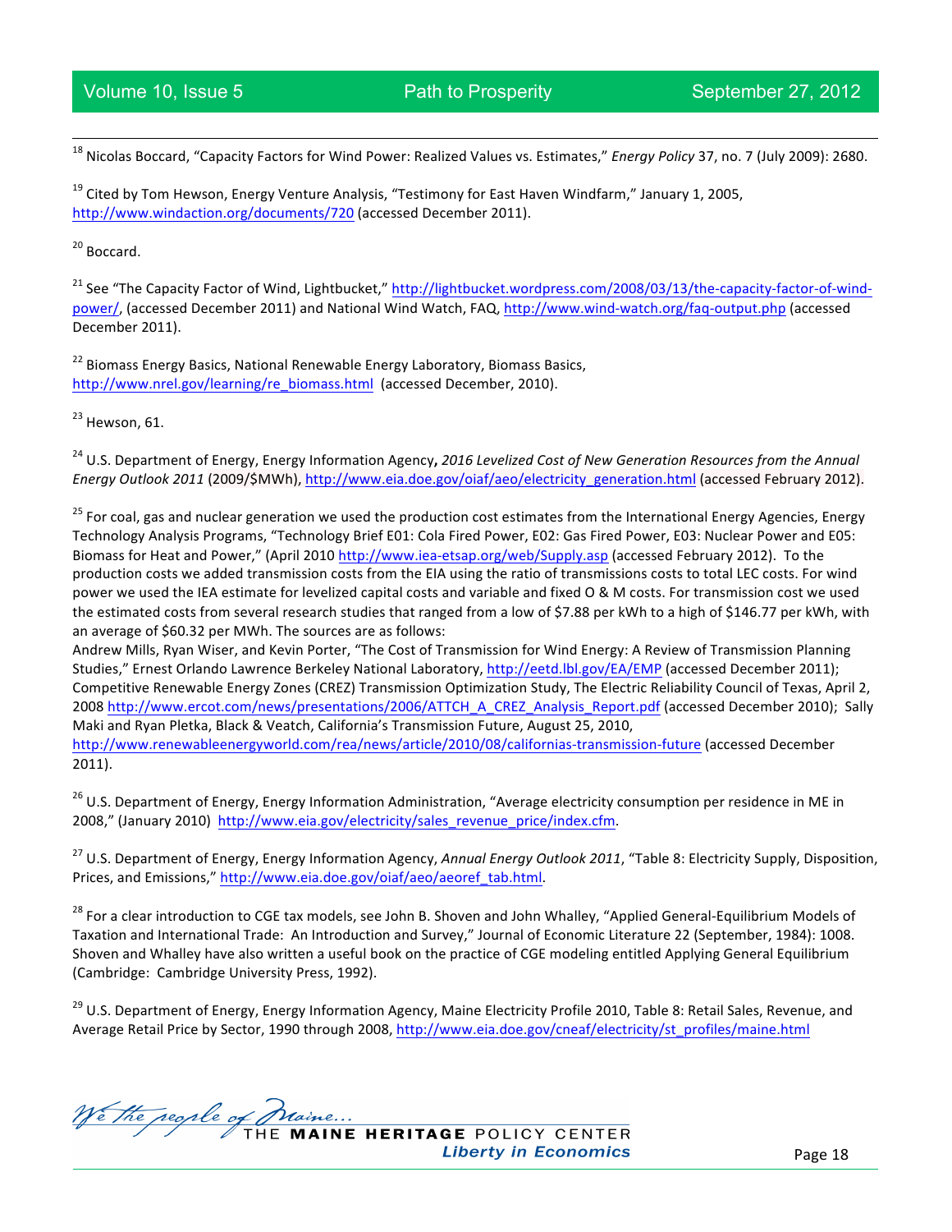[18] Nicolas Boccard, "Capacity Factors for Wind Power: Realized Values vs. Estimates," *Energy Policy* 37, no. 7 (July 2009): 2680.

[19] Cited by Tom Hewson, Energy Venture Analysis, "Testimony for East Haven Windfarm," January 1, 2005, http://www.windaction.org/documents/720 (accessed December 2011).

[20] Boccard.

[21] See "The Capacity Factor of Wind, Lightbucket," http://lightbucket.wordpress.com/2008/03/13/the-capacity-factor-of-wind-power/, (accessed December 2011) and National Wind Watch, FAQ, http://www.wind-watch.org/faq-output.php (accessed December 2011).

[22] Biomass Energy Basics, National Renewable Energy Laboratory, Biomass Basics, http://www.nrel.gov/learning/re_biomass.html (accessed December, 2010).

[23] Hewson, 61.

[24] U.S. Department of Energy, Energy Information Agency, *2016 Levelized Cost of New Generation Resources from the Annual Energy Outlook 2011* (2009/$MWh), http://www.eia.doe.gov/oiaf/aeo/electricity_generation.html (accessed February 2012).

[25] For coal, gas and nuclear generation we used the production cost estimates from the International Energy Agencies, Energy Technology Analysis Programs, "Technology Brief E01: Cola Fired Power, E02: Gas Fired Power, E03: Nuclear Power and E05: Biomass for Heat and Power," (April 2010 http://www.iea-etsap.org/web/Supply.asp (accessed February 2012). To the production costs we added transmission costs from the EIA using the ratio of transmissions costs to total LEC costs. For wind power we used the IEA estimate for levelized capital costs and variable and fixed O & M costs. For transmission cost we used the estimated costs from several research studies that ranged from a low of $7.88 per kWh to a high of $146.77 per kWh, with an average of $60.32 per MWh. The sources are as follows:
Andrew Mills, Ryan Wiser, and Kevin Porter, "The Cost of Transmission for Wind Energy: A Review of Transmission Planning Studies," Ernest Orlando Lawrence Berkeley National Laboratory, http://eetd.lbl.gov/EA/EMP (accessed December 2011); Competitive Renewable Energy Zones (CREZ) Transmission Optimization Study, The Electric Reliability Council of Texas, April 2, 2008 http://www.ercot.com/news/presentations/2006/ATTCH_A_CREZ_Analysis_Report.pdf (accessed December 2010); Sally Maki and Ryan Pletka, Black & Veatch, California's Transmission Future, August 25, 2010, http://www.renewableenergyworld.com/rea/news/article/2010/08/californias-transmission-future (accessed December 2011).

[26] U.S. Department of Energy, Energy Information Administration, "Average electricity consumption per residence in ME in 2008," (January 2010) http://www.eia.gov/electricity/sales_revenue_price/index.cfm.

[27] U.S. Department of Energy, Energy Information Agency, *Annual Energy Outlook 2011*, "Table 8: Electricity Supply, Disposition, Prices, and Emissions," http://www.eia.doe.gov/oiaf/aeo/aeoref_tab.html.

[28] For a clear introduction to CGE tax models, see John B. Shoven and John Whalley, "Applied General-Equilibrium Models of Taxation and International Trade: An Introduction and Survey," Journal of Economic Literature 22 (September, 1984): 1008. Shoven and Whalley have also written a useful book on the practice of CGE modeling entitled Applying General Equilibrium (Cambridge: Cambridge University Press, 1992).

[29] U.S. Department of Energy, Energy Information Agency, Maine Electricity Profile 2010, Table 8: Retail Sales, Revenue, and Average Retail Price by Sector, 1990 through 2008, http://www.eia.doe.gov/cneaf/electricity/st_profiles/maine.html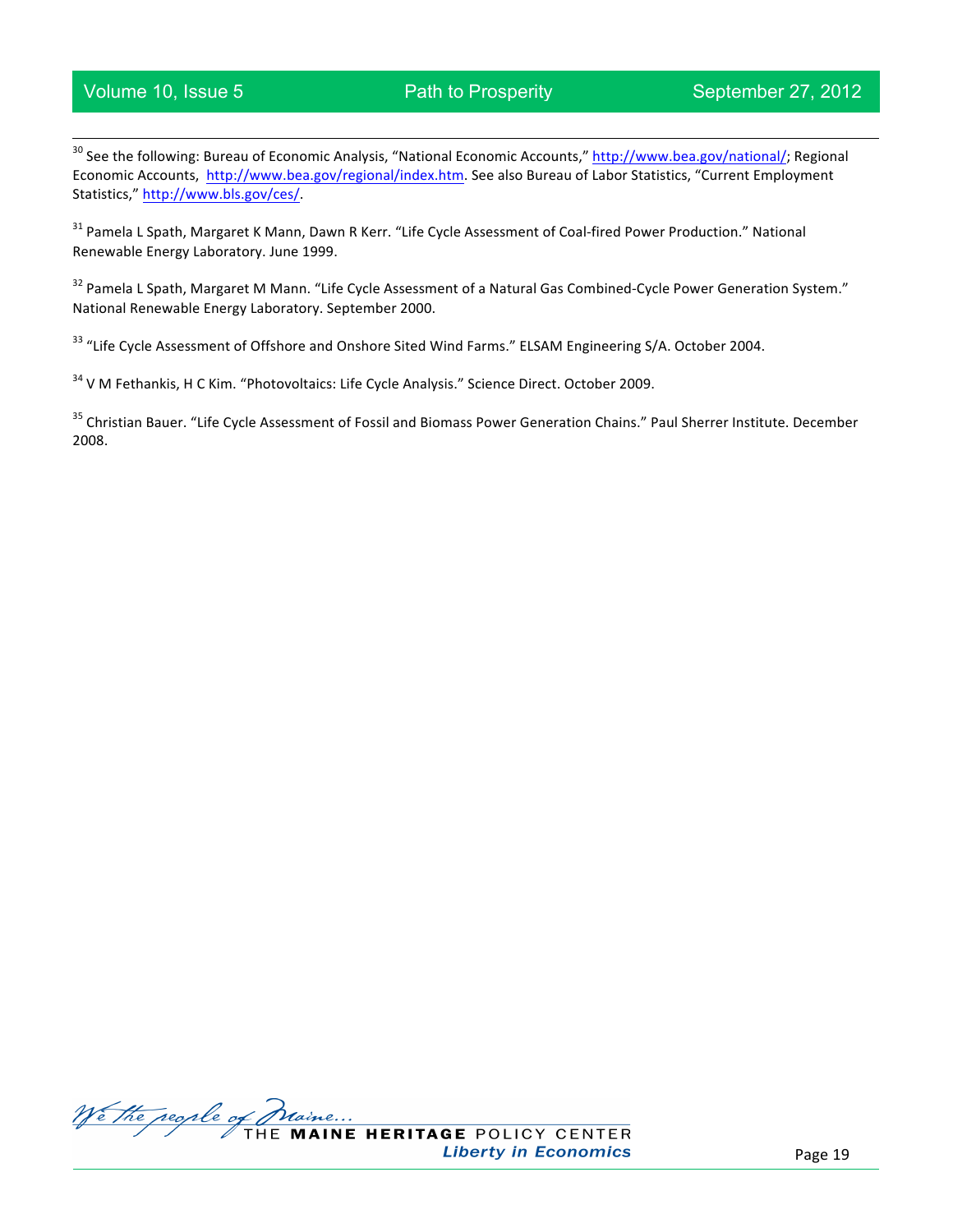[30] See the following: Bureau of Economic Analysis, "National Economic Accounts," http://www.bea.gov/national/; Regional Economic Accounts, http://www.bea.gov/regional/index.htm. See also Bureau of Labor Statistics, "Current Employment Statistics," http://www.bls.gov/ces/.

[31] Pamela L Spath, Margaret K Mann, Dawn R Kerr. "Life Cycle Assessment of Coal-fired Power Production." National Renewable Energy Laboratory. June 1999.

[32] Pamela L Spath, Margaret M Mann. "Life Cycle Assessment of a Natural Gas Combined-Cycle Power Generation System." National Renewable Energy Laboratory. September 2000.

[33] "Life Cycle Assessment of Offshore and Onshore Sited Wind Farms." ELSAM Engineering S/A. October 2004.

[34] V M Fethankis, H C Kim. "Photovoltaics: Life Cycle Analysis." Science Direct. October 2009.

[35] Christian Bauer. "Life Cycle Assessment of Fossil and Biomass Power Generation Chains." Paul Sherrer Institute. December 2008.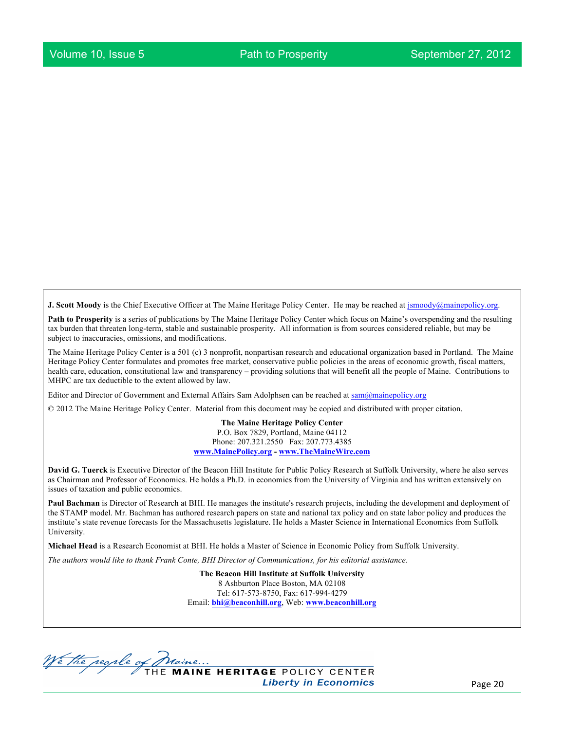**J. Scott Moody** is the Chief Executive Officer at The Maine Heritage Policy Center. He may be reached at jsmoody@mainepolicy.org.

**Path to Prosperity** is a series of publications by The Maine Heritage Policy Center which focus on Maine's overspending and the resulting tax burden that threaten long-term, stable and sustainable prosperity. All information is from sources considered reliable, but may be subject to inaccuracies, omissions, and modifications.

The Maine Heritage Policy Center is a 501 (c) 3 nonprofit, nonpartisan research and educational organization based in Portland. The Maine Heritage Policy Center formulates and promotes free market, conservative public policies in the areas of economic growth, fiscal matters, health care, education, constitutional law and transparency – providing solutions that will benefit all the people of Maine. Contributions to MHPC are tax deductible to the extent allowed by law.

Editor and Director of Government and External Affairs Sam Adolphsen can be reached at sam@mainepolicy.org

© 2012 The Maine Heritage Policy Center. Material from this document may be copied and distributed with proper citation.

**The Maine Heritage Policy Center**
P.O. Box 7829, Portland, Maine 04112
Phone: 207.321.2550 Fax: 207.773.4385
**www.MainePolicy.org - www.TheMaineWire.com**

**David G. Tuerck** is Executive Director of the Beacon Hill Institute for Public Policy Research at Suffolk University, where he also serves as Chairman and Professor of Economics. He holds a Ph.D. in economics from the University of Virginia and has written extensively on issues of taxation and public economics.

**Paul Bachman** is Director of Research at BHI. He manages the institute's research projects, including the development and deployment of the STAMP model. Mr. Bachman has authored research papers on state and national tax policy and on state labor policy and produces the institute's state revenue forecasts for the Massachusetts legislature. He holds a Master Science in International Economics from Suffolk University.

**Michael Head** is a Research Economist at BHI. He holds a Master of Science in Economic Policy from Suffolk University.

*The authors would like to thank Frank Conte, BHI Director of Communications, for his editorial assistance.*

**The Beacon Hill Institute at Suffolk University**
8 Ashburton Place Boston, MA 02108
Tel: 617-573-8750, Fax: 617-994-4279
Email: **bhi@beaconhill.org**, Web: **www.beaconhill.org**